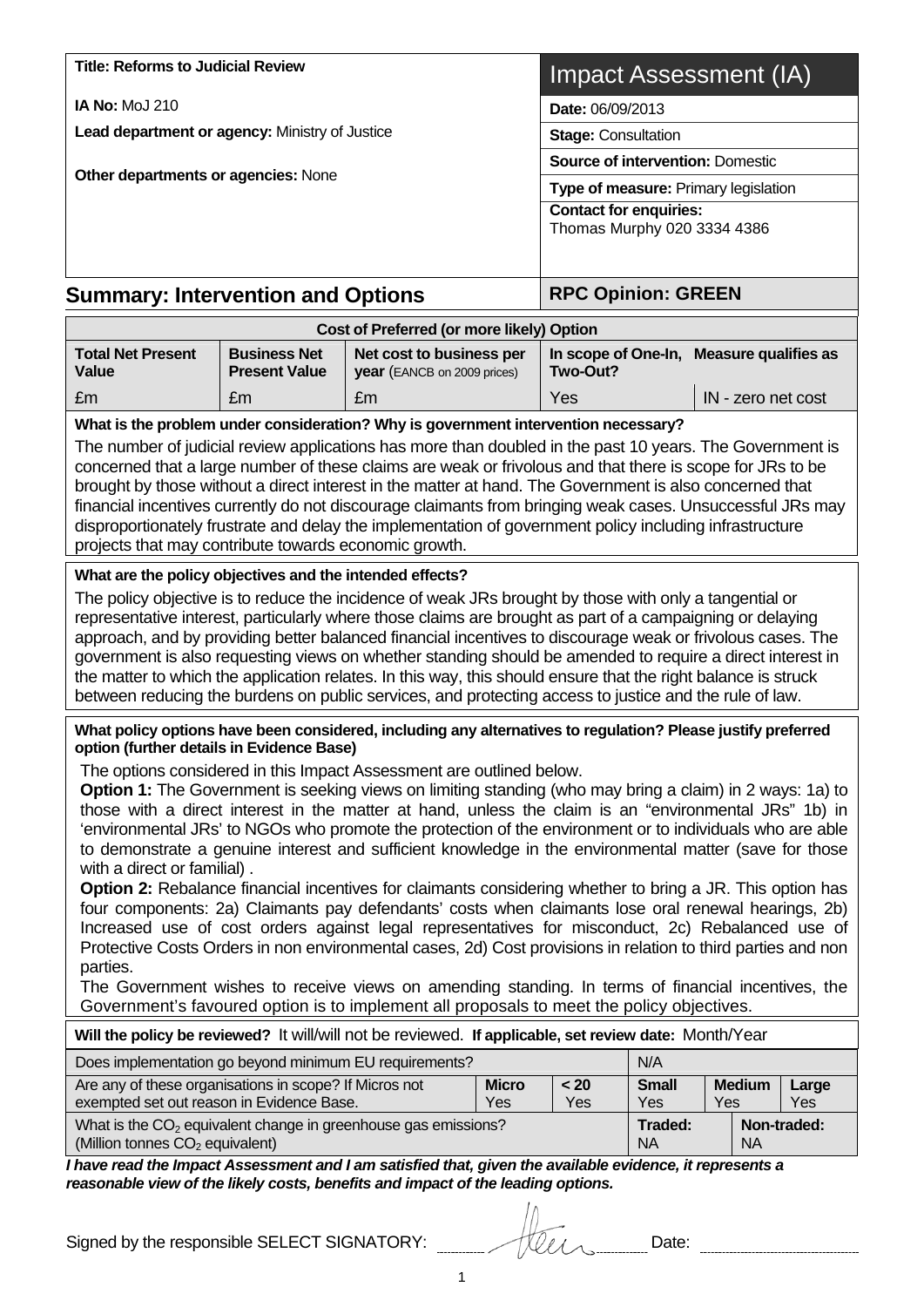| Title: Reforms to Judicial Review | Impact Assessment (IA) |
|---|---|
| **IA No:** MoJ 210 | **Date:** 06/09/2013 |
| **Lead department or agency:** Ministry of Justice | **Stage:** Consultation |
| **Other departments or agencies:** None | **Source of intervention:** Domestic |
| | **Type of measure:** Primary legislation |
| | **Contact for enquiries:** Thomas Murphy 020 3334 4386 |

## Summary: Intervention and Options

**RPC Opinion: GREEN**

| Cost of Preferred (or more likely) Option | | | | |
|---|---|---|---|---|
| **Total Net Present Value** | **Business Net Present Value** | **Net cost to business per year** (EANCB on 2009 prices) | **In scope of One-In, Two-Out?** | **Measure qualifies as** |
| £m | £m | £m | Yes | IN - zero net cost |

**What is the problem under consideration? Why is government intervention necessary?**

The number of judicial review applications has more than doubled in the past 10 years. The Government is concerned that a large number of these claims are weak or frivolous and that there is scope for JRs to be brought by those without a direct interest in the matter at hand. The Government is also concerned that financial incentives currently do not discourage claimants from bringing weak cases. Unsuccessful JRs may disproportionately frustrate and delay the implementation of government policy including infrastructure projects that may contribute towards economic growth.

**What are the policy objectives and the intended effects?**

The policy objective is to reduce the incidence of weak JRs brought by those with only a tangential or representative interest, particularly where those claims are brought as part of a campaigning or delaying approach, and by providing better balanced financial incentives to discourage weak or frivolous cases. The government is also requesting views on whether standing should be amended to require a direct interest in the matter to which the application relates. In this way, this should ensure that the right balance is struck between reducing the burdens on public services, and protecting access to justice and the rule of law.

**What policy options have been considered, including any alternatives to regulation? Please justify preferred option (further details in Evidence Base)**

The options considered in this Impact Assessment are outlined below.

**Option 1:** The Government is seeking views on limiting standing (who may bring a claim) in 2 ways: 1a) to those with a direct interest in the matter at hand, unless the claim is an "environmental JRs" 1b) in 'environmental JRs' to NGOs who promote the protection of the environment or to individuals who are able to demonstrate a genuine interest and sufficient knowledge in the environmental matter (save for those with a direct or familial) .

**Option 2:** Rebalance financial incentives for claimants considering whether to bring a JR. This option has four components: 2a) Claimants pay defendants' costs when claimants lose oral renewal hearings, 2b) Increased use of cost orders against legal representatives for misconduct, 2c) Rebalanced use of Protective Costs Orders in non environmental cases, 2d) Cost provisions in relation to third parties and non parties.

The Government wishes to receive views on amending standing. In terms of financial incentives, the Government's favoured option is to implement all proposals to meet the policy objectives.

**Will the policy be reviewed?** It will/will not be reviewed. **If applicable, set review date:** Month/Year

| Does implementation go beyond minimum EU requirements? | | | N/A | | |
|---|---|---|---|---|---|
| Are any of these organisations in scope? If Micros not exempted set out reason in Evidence Base. | **Micro** Yes | **< 20** Yes | **Small** Yes | **Medium** Yes | **Large** Yes |
| What is the $CO_2$ equivalent change in greenhouse gas emissions? (Million tonnes $CO_2$ equivalent) | | | **Traded:** NA | **Non-traded:** NA | |

***I have read the Impact Assessment and I am satisfied that, given the available evidence, it represents a reasonable view of the likely costs, benefits and impact of the leading options.***

Signed by the responsible SELECT SIGNATORY: ______ Date: ______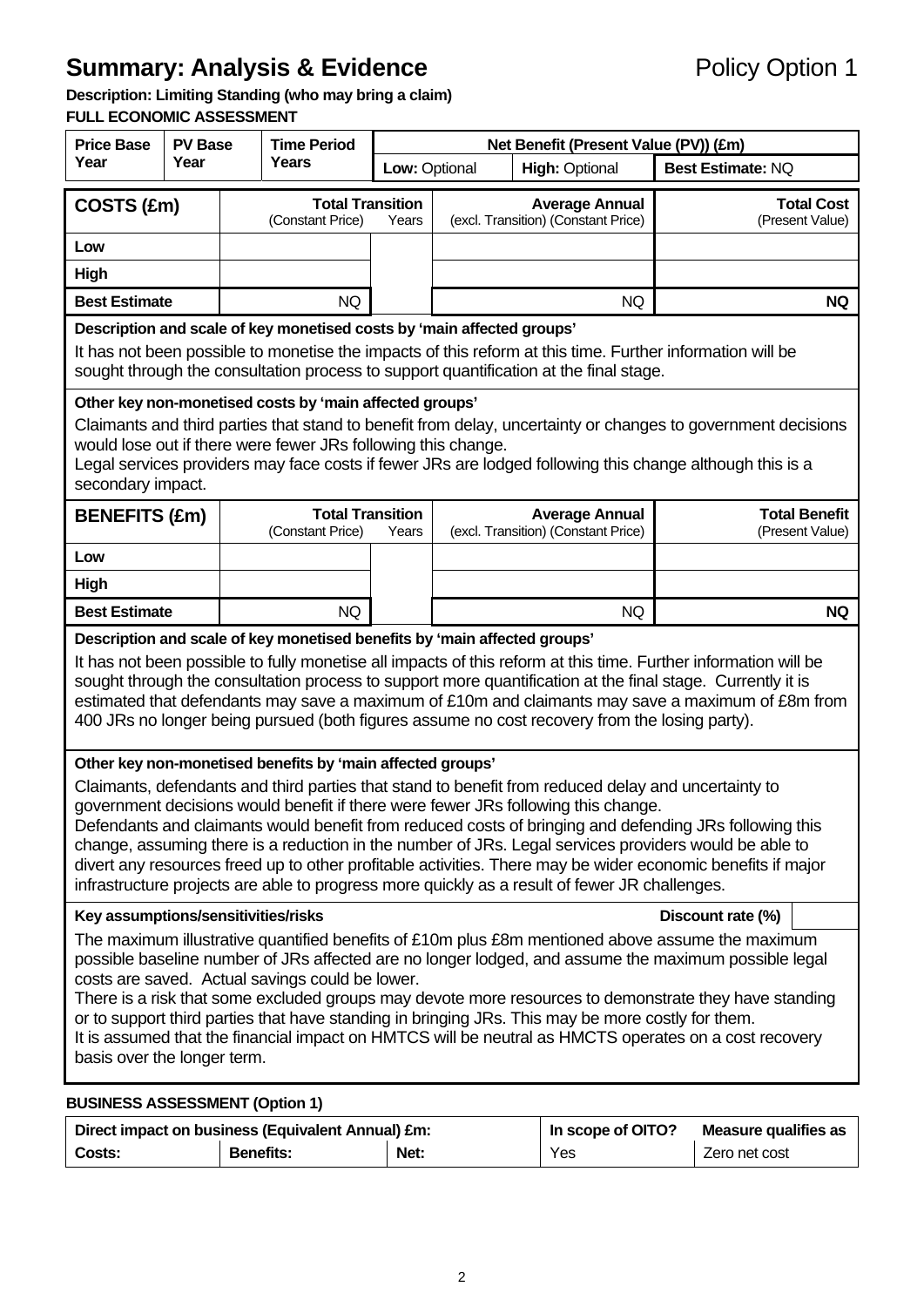# Summary: Analysis & Evidence

Policy Option 1

**Description: Limiting Standing (who may bring a claim)**

**FULL ECONOMIC ASSESSMENT**

| Price Base Year | PV Base Year | Time Period Years | Net Benefit (Present Value (PV)) (£m) | | |
|---|---|---|---|---|---|
| | | | **Low:** Optional | **High:** Optional | **Best Estimate:** NQ |

| **COSTS (£m)** | **Total Transition** (Constant Price) | Years | **Average Annual** (excl. Transition) (Constant Price) | **Total Cost** (Present Value) |
|---|---|---|---|---|
| **Low** | | | | |
| **High** | | | | |
| **Best Estimate** | NQ | | NQ | **NQ** |

**Description and scale of key monetised costs by 'main affected groups'**

It has not been possible to monetise the impacts of this reform at this time. Further information will be sought through the consultation process to support quantification at the final stage.

**Other key non-monetised costs by 'main affected groups'**

Claimants and third parties that stand to benefit from delay, uncertainty or changes to government decisions would lose out if there were fewer JRs following this change.
Legal services providers may face costs if fewer JRs are lodged following this change although this is a secondary impact.

| **BENEFITS (£m)** | **Total Transition** (Constant Price) | Years | **Average Annual** (excl. Transition) (Constant Price) | **Total Benefit** (Present Value) |
|---|---|---|---|---|
| **Low** | | | | |
| **High** | | | | |
| **Best Estimate** | NQ | | NQ | **NQ** |

**Description and scale of key monetised benefits by 'main affected groups'**

It has not been possible to fully monetise all impacts of this reform at this time. Further information will be sought through the consultation process to support more quantification at the final stage. Currently it is estimated that defendants may save a maximum of £10m and claimants may save a maximum of £8m from 400 JRs no longer being pursued (both figures assume no cost recovery from the losing party).

**Other key non-monetised benefits by 'main affected groups'**

Claimants, defendants and third parties that stand to benefit from reduced delay and uncertainty to government decisions would benefit if there were fewer JRs following this change.
Defendants and claimants would benefit from reduced costs of bringing and defending JRs following this change, assuming there is a reduction in the number of JRs. Legal services providers would be able to divert any resources freed up to other profitable activities. There may be wider economic benefits if major infrastructure projects are able to progress more quickly as a result of fewer JR challenges.

**Key assumptions/sensitivities/risks** | **Discount rate (%)**

The maximum illustrative quantified benefits of £10m plus £8m mentioned above assume the maximum possible baseline number of JRs affected are no longer lodged, and assume the maximum possible legal costs are saved. Actual savings could be lower.
There is a risk that some excluded groups may devote more resources to demonstrate they have standing or to support third parties that have standing in bringing JRs. This may be more costly for them.
It is assumed that the financial impact on HMTCS will be neutral as HMCTS operates on a cost recovery basis over the longer term.

**BUSINESS ASSESSMENT (Option 1)**

| Direct impact on business (Equivalent Annual) £m: | | | In scope of OITO? | Measure qualifies as |
|---|---|---|---|---|
| **Costs:** | **Benefits:** | **Net:** | Yes | Zero net cost |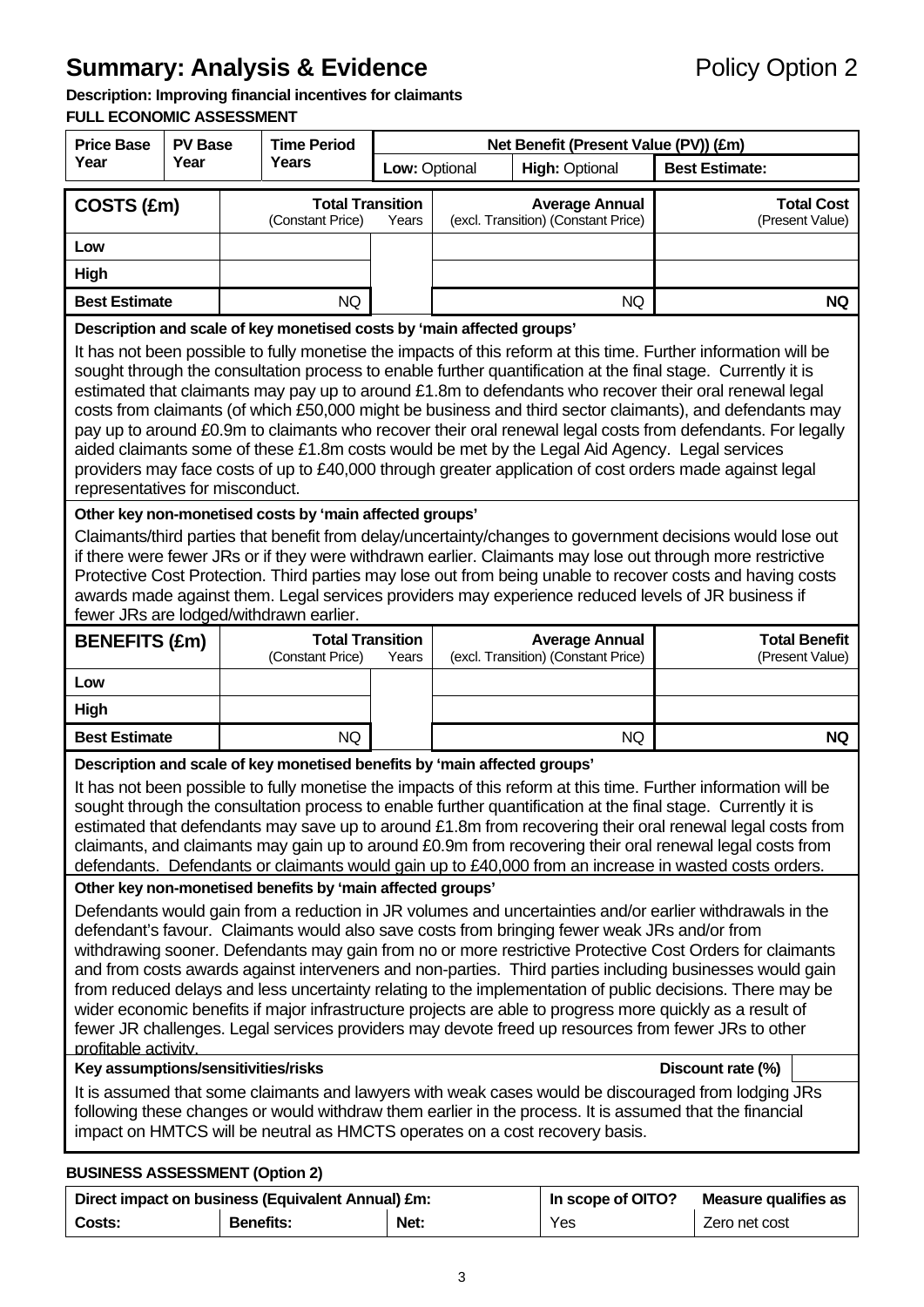# Summary: Analysis & Evidence

Policy Option 2

**Description: Improving financial incentives for claimants**

**FULL ECONOMIC ASSESSMENT**

| Price Base Year | PV Base Year | Time Period Years | Net Benefit (Present Value (PV)) (£m) | | |
|---|---|---|---|---|---|
| | | | Low: Optional | High: Optional | Best Estimate: |

| COSTS (£m) | Total Transition (Constant Price) | Years | Average Annual (excl. Transition) (Constant Price) | Total Cost (Present Value) |
|---|---|---|---|---|
| Low | | | | |
| High | | | | |
| Best Estimate | NQ | | NQ | NQ |

**Description and scale of key monetised costs by 'main affected groups'**

It has not been possible to fully monetise the impacts of this reform at this time. Further information will be sought through the consultation process to enable further quantification at the final stage. Currently it is estimated that claimants may pay up to around £1.8m to defendants who recover their oral renewal legal costs from claimants (of which £50,000 might be business and third sector claimants), and defendants may pay up to around £0.9m to claimants who recover their oral renewal legal costs from defendants. For legally aided claimants some of these £1.8m costs would be met by the Legal Aid Agency. Legal services providers may face costs of up to £40,000 through greater application of cost orders made against legal representatives for misconduct.

**Other key non-monetised costs by 'main affected groups'**

Claimants/third parties that benefit from delay/uncertainty/changes to government decisions would lose out if there were fewer JRs or if they were withdrawn earlier. Claimants may lose out through more restrictive Protective Cost Protection. Third parties may lose out from being unable to recover costs and having costs awards made against them. Legal services providers may experience reduced levels of JR business if fewer JRs are lodged/withdrawn earlier.

| BENEFITS (£m) | Total Transition (Constant Price) | Years | Average Annual (excl. Transition) (Constant Price) | Total Benefit (Present Value) |
|---|---|---|---|---|
| Low | | | | |
| High | | | | |
| Best Estimate | NQ | | NQ | NQ |

**Description and scale of key monetised benefits by 'main affected groups'**

It has not been possible to fully monetise the impacts of this reform at this time. Further information will be sought through the consultation process to enable further quantification at the final stage. Currently it is estimated that defendants may save up to around £1.8m from recovering their oral renewal legal costs from claimants, and claimants may gain up to around £0.9m from recovering their oral renewal legal costs from defendants. Defendants or claimants would gain up to £40,000 from an increase in wasted costs orders.

**Other key non-monetised benefits by 'main affected groups'**

Defendants would gain from a reduction in JR volumes and uncertainties and/or earlier withdrawals in the defendant's favour. Claimants would also save costs from bringing fewer weak JRs and/or from withdrawing sooner. Defendants may gain from no or more restrictive Protective Cost Orders for claimants and from costs awards against interveners and non-parties. Third parties including businesses would gain from reduced delays and less uncertainty relating to the implementation of public decisions. There may be wider economic benefits if major infrastructure projects are able to progress more quickly as a result of fewer JR challenges. Legal services providers may devote freed up resources from fewer JRs to other profitable activity.

**Key assumptions/sensitivities/risks** | **Discount rate (%)** |

It is assumed that some claimants and lawyers with weak cases would be discouraged from lodging JRs following these changes or would withdraw them earlier in the process. It is assumed that the financial impact on HMTCS will be neutral as HMCTS operates on a cost recovery basis.

**BUSINESS ASSESSMENT (Option 2)**

| Direct impact on business (Equivalent Annual) £m: | | | In scope of OITO? | Measure qualifies as |
|---|---|---|---|---|
| Costs: | Benefits: | Net: | Yes | Zero net cost |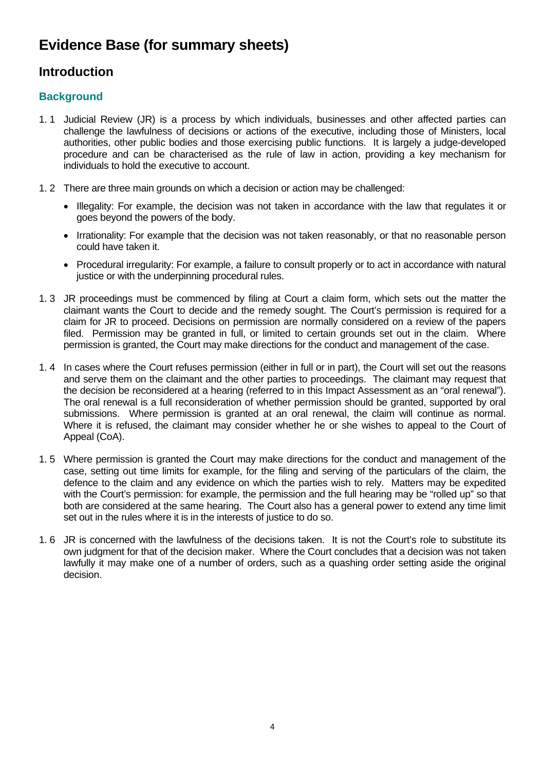# Evidence Base (for summary sheets)

## Introduction

### Background

1.1 Judicial Review (JR) is a process by which individuals, businesses and other affected parties can challenge the lawfulness of decisions or actions of the executive, including those of Ministers, local authorities, other public bodies and those exercising public functions. It is largely a judge-developed procedure and can be characterised as the rule of law in action, providing a key mechanism for individuals to hold the executive to account.

1.2 There are three main grounds on which a decision or action may be challenged:

- Illegality: For example, the decision was not taken in accordance with the law that regulates it or goes beyond the powers of the body.
- Irrationality: For example that the decision was not taken reasonably, or that no reasonable person could have taken it.
- Procedural irregularity: For example, a failure to consult properly or to act in accordance with natural justice or with the underpinning procedural rules.

1.3 JR proceedings must be commenced by filing at Court a claim form, which sets out the matter the claimant wants the Court to decide and the remedy sought. The Court's permission is required for a claim for JR to proceed. Decisions on permission are normally considered on a review of the papers filed. Permission may be granted in full, or limited to certain grounds set out in the claim. Where permission is granted, the Court may make directions for the conduct and management of the case.

1.4 In cases where the Court refuses permission (either in full or in part), the Court will set out the reasons and serve them on the claimant and the other parties to proceedings. The claimant may request that the decision be reconsidered at a hearing (referred to in this Impact Assessment as an "oral renewal"). The oral renewal is a full reconsideration of whether permission should be granted, supported by oral submissions. Where permission is granted at an oral renewal, the claim will continue as normal. Where it is refused, the claimant may consider whether he or she wishes to appeal to the Court of Appeal (CoA).

1.5 Where permission is granted the Court may make directions for the conduct and management of the case, setting out time limits for example, for the filing and serving of the particulars of the claim, the defence to the claim and any evidence on which the parties wish to rely. Matters may be expedited with the Court's permission: for example, the permission and the full hearing may be "rolled up" so that both are considered at the same hearing. The Court also has a general power to extend any time limit set out in the rules where it is in the interests of justice to do so.

1.6 JR is concerned with the lawfulness of the decisions taken. It is not the Court's role to substitute its own judgment for that of the decision maker. Where the Court concludes that a decision was not taken lawfully it may make one of a number of orders, such as a quashing order setting aside the original decision.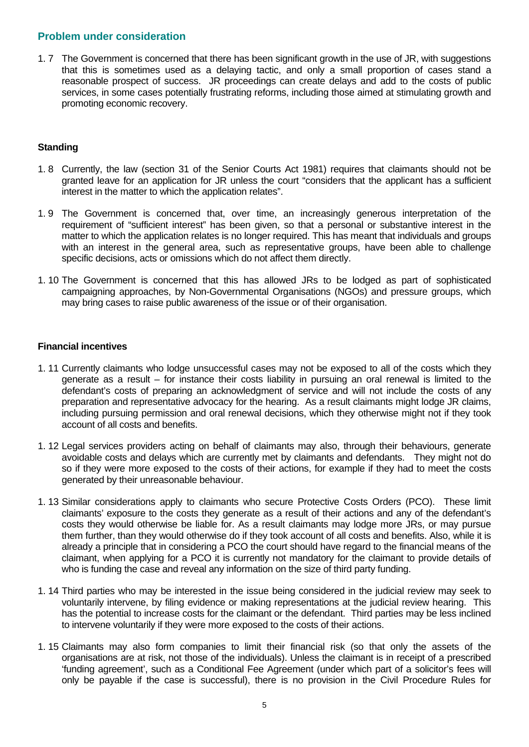## Problem under consideration

1.7 The Government is concerned that there has been significant growth in the use of JR, with suggestions that this is sometimes used as a delaying tactic, and only a small proportion of cases stand a reasonable prospect of success. JR proceedings can create delays and add to the costs of public services, in some cases potentially frustrating reforms, including those aimed at stimulating growth and promoting economic recovery.

### Standing

1.8 Currently, the law (section 31 of the Senior Courts Act 1981) requires that claimants should not be granted leave for an application for JR unless the court "considers that the applicant has a sufficient interest in the matter to which the application relates".

1.9 The Government is concerned that, over time, an increasingly generous interpretation of the requirement of "sufficient interest" has been given, so that a personal or substantive interest in the matter to which the application relates is no longer required. This has meant that individuals and groups with an interest in the general area, such as representative groups, have been able to challenge specific decisions, acts or omissions which do not affect them directly.

1.10 The Government is concerned that this has allowed JRs to be lodged as part of sophisticated campaigning approaches, by Non-Governmental Organisations (NGOs) and pressure groups, which may bring cases to raise public awareness of the issue or of their organisation.

### Financial incentives

1.11 Currently claimants who lodge unsuccessful cases may not be exposed to all of the costs which they generate as a result – for instance their costs liability in pursuing an oral renewal is limited to the defendant's costs of preparing an acknowledgment of service and will not include the costs of any preparation and representative advocacy for the hearing. As a result claimants might lodge JR claims, including pursuing permission and oral renewal decisions, which they otherwise might not if they took account of all costs and benefits.

1.12 Legal services providers acting on behalf of claimants may also, through their behaviours, generate avoidable costs and delays which are currently met by claimants and defendants. They might not do so if they were more exposed to the costs of their actions, for example if they had to meet the costs generated by their unreasonable behaviour.

1.13 Similar considerations apply to claimants who secure Protective Costs Orders (PCO). These limit claimants' exposure to the costs they generate as a result of their actions and any of the defendant's costs they would otherwise be liable for. As a result claimants may lodge more JRs, or may pursue them further, than they would otherwise do if they took account of all costs and benefits. Also, while it is already a principle that in considering a PCO the court should have regard to the financial means of the claimant, when applying for a PCO it is currently not mandatory for the claimant to provide details of who is funding the case and reveal any information on the size of third party funding.

1.14 Third parties who may be interested in the issue being considered in the judicial review may seek to voluntarily intervene, by filing evidence or making representations at the judicial review hearing. This has the potential to increase costs for the claimant or the defendant. Third parties may be less inclined to intervene voluntarily if they were more exposed to the costs of their actions.

1.15 Claimants may also form companies to limit their financial risk (so that only the assets of the organisations are at risk, not those of the individuals). Unless the claimant is in receipt of a prescribed 'funding agreement', such as a Conditional Fee Agreement (under which part of a solicitor's fees will only be payable if the case is successful), there is no provision in the Civil Procedure Rules for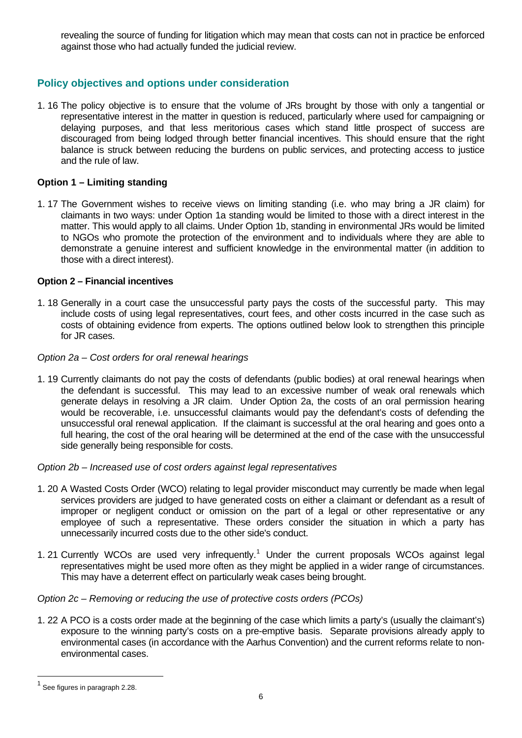revealing the source of funding for litigation which may mean that costs can not in practice be enforced against those who had actually funded the judicial review.

## Policy objectives and options under consideration

1. 16 The policy objective is to ensure that the volume of JRs brought by those with only a tangential or representative interest in the matter in question is reduced, particularly where used for campaigning or delaying purposes, and that less meritorious cases which stand little prospect of success are discouraged from being lodged through better financial incentives. This should ensure that the right balance is struck between reducing the burdens on public services, and protecting access to justice and the rule of law.

### Option 1 – Limiting standing

1. 17 The Government wishes to receive views on limiting standing (i.e. who may bring a JR claim) for claimants in two ways: under Option 1a standing would be limited to those with a direct interest in the matter. This would apply to all claims. Under Option 1b, standing in environmental JRs would be limited to NGOs who promote the protection of the environment and to individuals where they are able to demonstrate a genuine interest and sufficient knowledge in the environmental matter (in addition to those with a direct interest).

### Option 2 – Financial incentives

1. 18 Generally in a court case the unsuccessful party pays the costs of the successful party. This may include costs of using legal representatives, court fees, and other costs incurred in the case such as costs of obtaining evidence from experts. The options outlined below look to strengthen this principle for JR cases.

*Option 2a – Cost orders for oral renewal hearings*

1. 19 Currently claimants do not pay the costs of defendants (public bodies) at oral renewal hearings when the defendant is successful. This may lead to an excessive number of weak oral renewals which generate delays in resolving a JR claim. Under Option 2a, the costs of an oral permission hearing would be recoverable, i.e. unsuccessful claimants would pay the defendant's costs of defending the unsuccessful oral renewal application. If the claimant is successful at the oral hearing and goes onto a full hearing, the cost of the oral hearing will be determined at the end of the case with the unsuccessful side generally being responsible for costs.

*Option 2b – Increased use of cost orders against legal representatives*

1. 20 A Wasted Costs Order (WCO) relating to legal provider misconduct may currently be made when legal services providers are judged to have generated costs on either a claimant or defendant as a result of improper or negligent conduct or omission on the part of a legal or other representative or any employee of such a representative. These orders consider the situation in which a party has unnecessarily incurred costs due to the other side's conduct.

1. 21 Currently WCOs are used very infrequently.[1] Under the current proposals WCOs against legal representatives might be used more often as they might be applied in a wider range of circumstances. This may have a deterrent effect on particularly weak cases being brought.

*Option 2c – Removing or reducing the use of protective costs orders (PCOs)*

1. 22 A PCO is a costs order made at the beginning of the case which limits a party's (usually the claimant's) exposure to the winning party's costs on a pre-emptive basis. Separate provisions already apply to environmental cases (in accordance with the Aarhus Convention) and the current reforms relate to non-environmental cases.

---

[1] See figures in paragraph 2.28.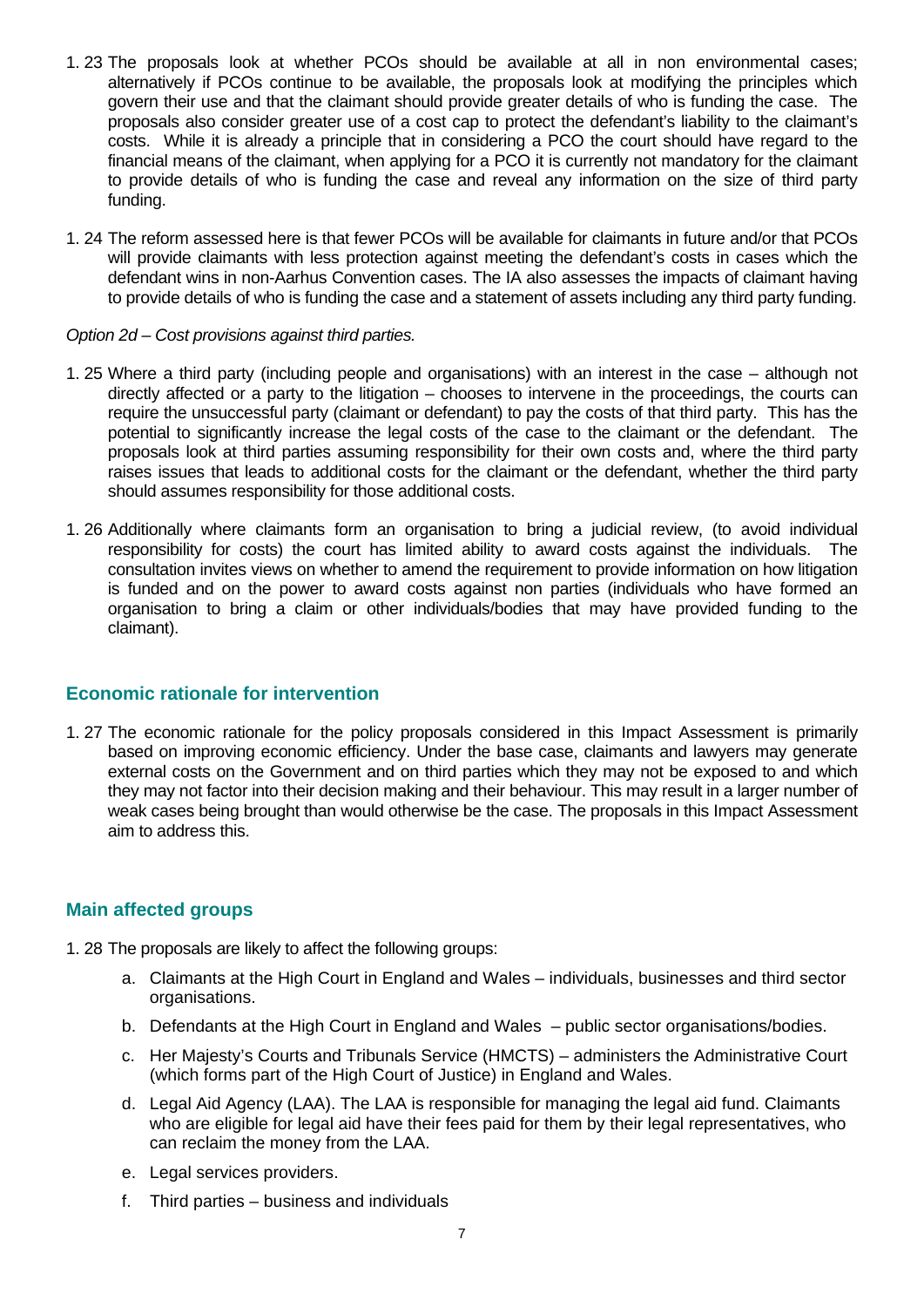1. 23 The proposals look at whether PCOs should be available at all in non environmental cases; alternatively if PCOs continue to be available, the proposals look at modifying the principles which govern their use and that the claimant should provide greater details of who is funding the case. The proposals also consider greater use of a cost cap to protect the defendant's liability to the claimant's costs. While it is already a principle that in considering a PCO the court should have regard to the financial means of the claimant, when applying for a PCO it is currently not mandatory for the claimant to provide details of who is funding the case and reveal any information on the size of third party funding.

1. 24 The reform assessed here is that fewer PCOs will be available for claimants in future and/or that PCOs will provide claimants with less protection against meeting the defendant's costs in cases which the defendant wins in non-Aarhus Convention cases. The IA also assesses the impacts of claimant having to provide details of who is funding the case and a statement of assets including any third party funding.

*Option 2d – Cost provisions against third parties.*

1. 25 Where a third party (including people and organisations) with an interest in the case – although not directly affected or a party to the litigation – chooses to intervene in the proceedings, the courts can require the unsuccessful party (claimant or defendant) to pay the costs of that third party. This has the potential to significantly increase the legal costs of the case to the claimant or the defendant. The proposals look at third parties assuming responsibility for their own costs and, where the third party raises issues that leads to additional costs for the claimant or the defendant, whether the third party should assumes responsibility for those additional costs.

1. 26 Additionally where claimants form an organisation to bring a judicial review, (to avoid individual responsibility for costs) the court has limited ability to award costs against the individuals. The consultation invites views on whether to amend the requirement to provide information on how litigation is funded and on the power to award costs against non parties (individuals who have formed an organisation to bring a claim or other individuals/bodies that may have provided funding to the claimant).

## Economic rationale for intervention

1. 27 The economic rationale for the policy proposals considered in this Impact Assessment is primarily based on improving economic efficiency. Under the base case, claimants and lawyers may generate external costs on the Government and on third parties which they may not be exposed to and which they may not factor into their decision making and their behaviour. This may result in a larger number of weak cases being brought than would otherwise be the case. The proposals in this Impact Assessment aim to address this.

## Main affected groups

1. 28 The proposals are likely to affect the following groups:

   a. Claimants at the High Court in England and Wales – individuals, businesses and third sector organisations.

   b. Defendants at the High Court in England and Wales – public sector organisations/bodies.

   c. Her Majesty's Courts and Tribunals Service (HMCTS) – administers the Administrative Court (which forms part of the High Court of Justice) in England and Wales.

   d. Legal Aid Agency (LAA). The LAA is responsible for managing the legal aid fund. Claimants who are eligible for legal aid have their fees paid for them by their legal representatives, who can reclaim the money from the LAA.

   e. Legal services providers.

   f. Third parties – business and individuals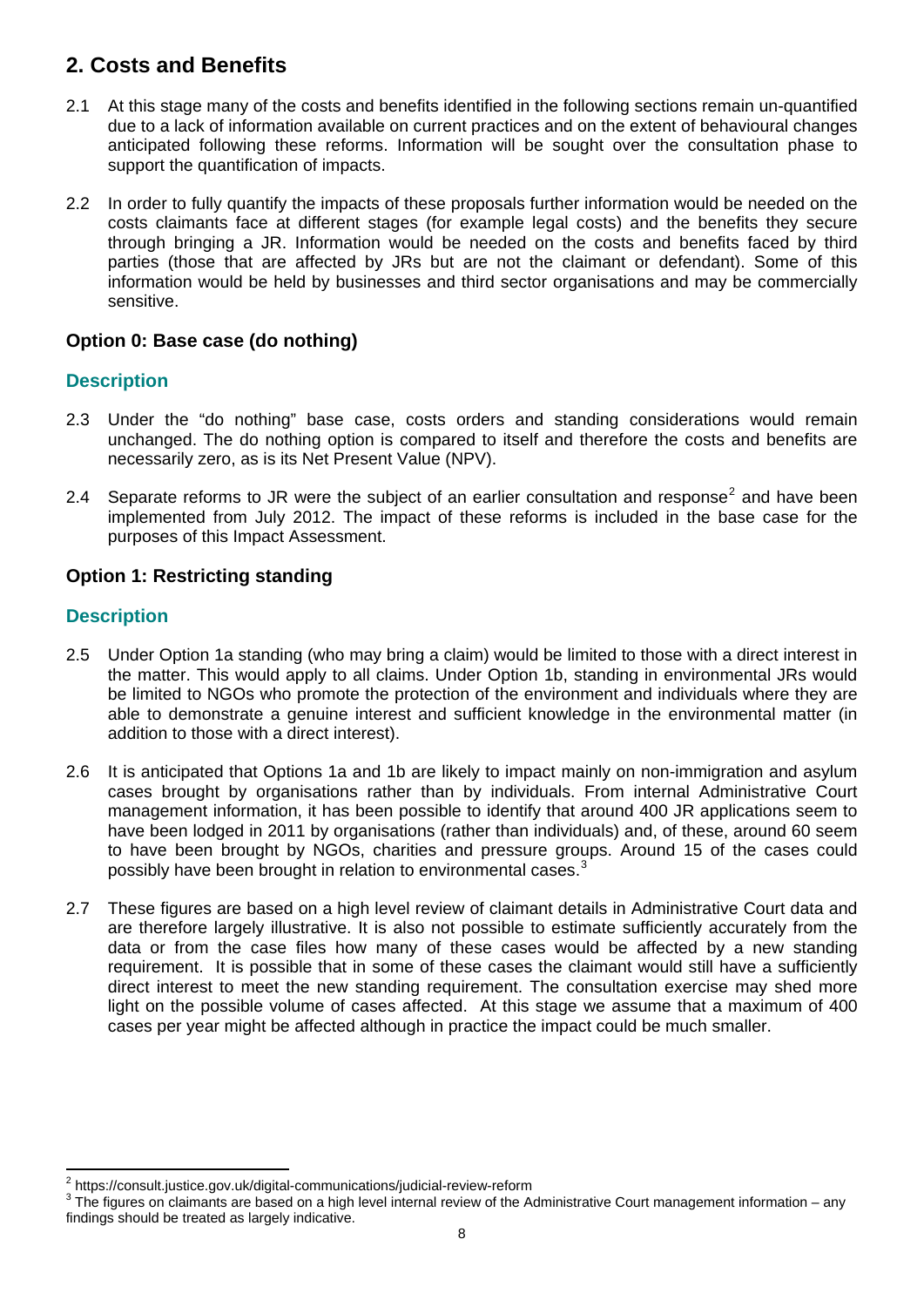## 2. Costs and Benefits

2.1 At this stage many of the costs and benefits identified in the following sections remain un-quantified due to a lack of information available on current practices and on the extent of behavioural changes anticipated following these reforms. Information will be sought over the consultation phase to support the quantification of impacts.

2.2 In order to fully quantify the impacts of these proposals further information would be needed on the costs claimants face at different stages (for example legal costs) and the benefits they secure through bringing a JR. Information would be needed on the costs and benefits faced by third parties (those that are affected by JRs but are not the claimant or defendant). Some of this information would be held by businesses and third sector organisations and may be commercially sensitive.

### Option 0: Base case (do nothing)

#### Description

2.3 Under the "do nothing" base case, costs orders and standing considerations would remain unchanged. The do nothing option is compared to itself and therefore the costs and benefits are necessarily zero, as is its Net Present Value (NPV).

2.4 Separate reforms to JR were the subject of an earlier consultation and response[2] and have been implemented from July 2012. The impact of these reforms is included in the base case for the purposes of this Impact Assessment.

### Option 1: Restricting standing

#### Description

2.5 Under Option 1a standing (who may bring a claim) would be limited to those with a direct interest in the matter. This would apply to all claims. Under Option 1b, standing in environmental JRs would be limited to NGOs who promote the protection of the environment and individuals where they are able to demonstrate a genuine interest and sufficient knowledge in the environmental matter (in addition to those with a direct interest).

2.6 It is anticipated that Options 1a and 1b are likely to impact mainly on non-immigration and asylum cases brought by organisations rather than by individuals. From internal Administrative Court management information, it has been possible to identify that around 400 JR applications seem to have been lodged in 2011 by organisations (rather than individuals) and, of these, around 60 seem to have been brought by NGOs, charities and pressure groups. Around 15 of the cases could possibly have been brought in relation to environmental cases.[3]

2.7 These figures are based on a high level review of claimant details in Administrative Court data and are therefore largely illustrative. It is also not possible to estimate sufficiently accurately from the data or from the case files how many of these cases would be affected by a new standing requirement. It is possible that in some of these cases the claimant would still have a sufficiently direct interest to meet the new standing requirement. The consultation exercise may shed more light on the possible volume of cases affected. At this stage we assume that a maximum of 400 cases per year might be affected although in practice the impact could be much smaller.

---

[2] https://consult.justice.gov.uk/digital-communications/judicial-review-reform

[3] The figures on claimants are based on a high level internal review of the Administrative Court management information – any findings should be treated as largely indicative.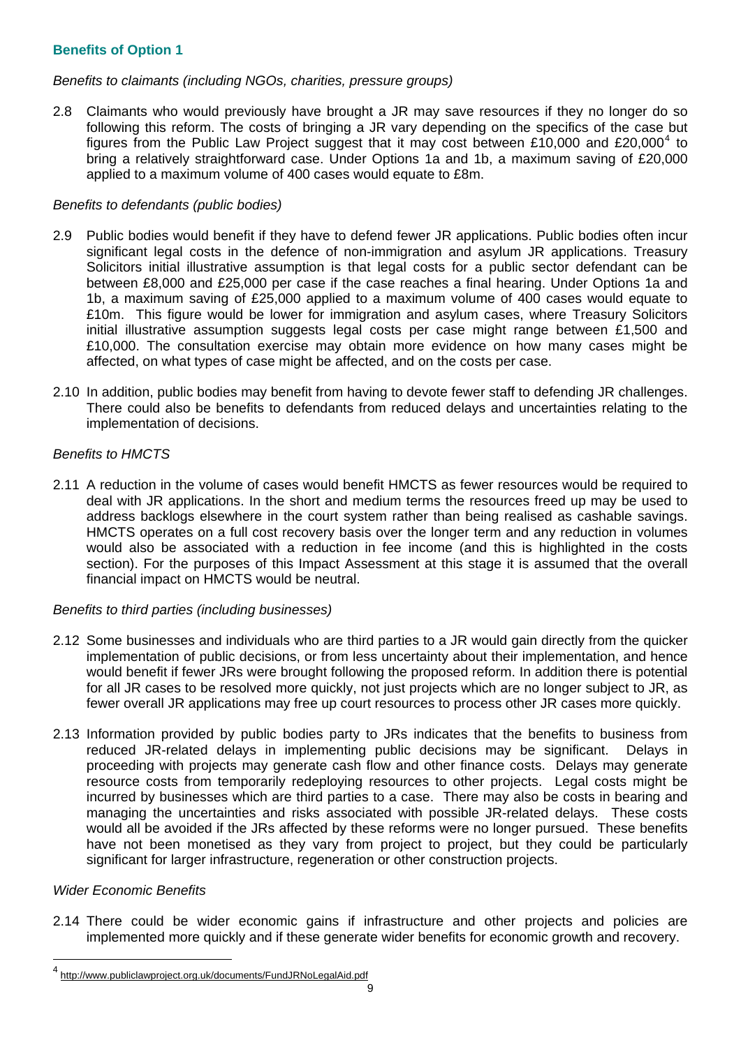### Benefits of Option 1

*Benefits to claimants (including NGOs, charities, pressure groups)*

2.8 Claimants who would previously have brought a JR may save resources if they no longer do so following this reform. The costs of bringing a JR vary depending on the specifics of the case but figures from the Public Law Project suggest that it may cost between £10,000 and £20,000[4] to bring a relatively straightforward case. Under Options 1a and 1b, a maximum saving of £20,000 applied to a maximum volume of 400 cases would equate to £8m.

*Benefits to defendants (public bodies)*

2.9 Public bodies would benefit if they have to defend fewer JR applications. Public bodies often incur significant legal costs in the defence of non-immigration and asylum JR applications. Treasury Solicitors initial illustrative assumption is that legal costs for a public sector defendant can be between £8,000 and £25,000 per case if the case reaches a final hearing. Under Options 1a and 1b, a maximum saving of £25,000 applied to a maximum volume of 400 cases would equate to £10m. This figure would be lower for immigration and asylum cases, where Treasury Solicitors initial illustrative assumption suggests legal costs per case might range between £1,500 and £10,000. The consultation exercise may obtain more evidence on how many cases might be affected, on what types of case might be affected, and on the costs per case.

2.10 In addition, public bodies may benefit from having to devote fewer staff to defending JR challenges. There could also be benefits to defendants from reduced delays and uncertainties relating to the implementation of decisions.

*Benefits to HMCTS*

2.11 A reduction in the volume of cases would benefit HMCTS as fewer resources would be required to deal with JR applications. In the short and medium terms the resources freed up may be used to address backlogs elsewhere in the court system rather than being realised as cashable savings. HMCTS operates on a full cost recovery basis over the longer term and any reduction in volumes would also be associated with a reduction in fee income (and this is highlighted in the costs section). For the purposes of this Impact Assessment at this stage it is assumed that the overall financial impact on HMCTS would be neutral.

*Benefits to third parties (including businesses)*

2.12 Some businesses and individuals who are third parties to a JR would gain directly from the quicker implementation of public decisions, or from less uncertainty about their implementation, and hence would benefit if fewer JRs were brought following the proposed reform. In addition there is potential for all JR cases to be resolved more quickly, not just projects which are no longer subject to JR, as fewer overall JR applications may free up court resources to process other JR cases more quickly.

2.13 Information provided by public bodies party to JRs indicates that the benefits to business from reduced JR-related delays in implementing public decisions may be significant. Delays in proceeding with projects may generate cash flow and other finance costs. Delays may generate resource costs from temporarily redeploying resources to other projects. Legal costs might be incurred by businesses which are third parties to a case. There may also be costs in bearing and managing the uncertainties and risks associated with possible JR-related delays. These costs would all be avoided if the JRs affected by these reforms were no longer pursued. These benefits have not been monetised as they vary from project to project, but they could be particularly significant for larger infrastructure, regeneration or other construction projects.

*Wider Economic Benefits*

2.14 There could be wider economic gains if infrastructure and other projects and policies are implemented more quickly and if these generate wider benefits for economic growth and recovery.

---

[4] http://www.publiclawproject.org.uk/documents/FundJRNoLegalAid.pdf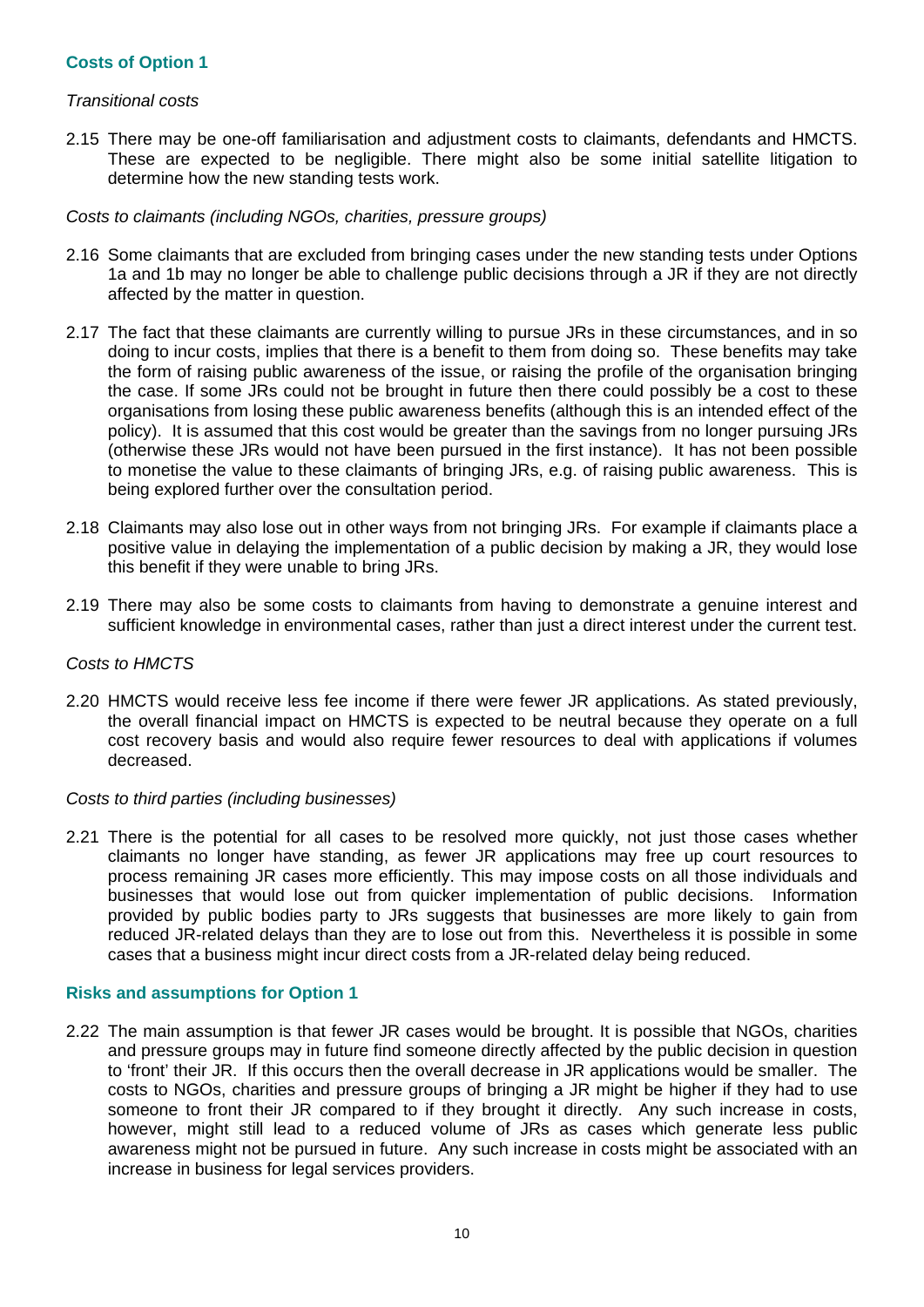### Costs of Option 1

*Transitional costs*

2.15 There may be one-off familiarisation and adjustment costs to claimants, defendants and HMCTS. These are expected to be negligible. There might also be some initial satellite litigation to determine how the new standing tests work.

*Costs to claimants (including NGOs, charities, pressure groups)*

2.16 Some claimants that are excluded from bringing cases under the new standing tests under Options 1a and 1b may no longer be able to challenge public decisions through a JR if they are not directly affected by the matter in question.

2.17 The fact that these claimants are currently willing to pursue JRs in these circumstances, and in so doing to incur costs, implies that there is a benefit to them from doing so. These benefits may take the form of raising public awareness of the issue, or raising the profile of the organisation bringing the case. If some JRs could not be brought in future then there could possibly be a cost to these organisations from losing these public awareness benefits (although this is an intended effect of the policy). It is assumed that this cost would be greater than the savings from no longer pursuing JRs (otherwise these JRs would not have been pursued in the first instance). It has not been possible to monetise the value to these claimants of bringing JRs, e.g. of raising public awareness. This is being explored further over the consultation period.

2.18 Claimants may also lose out in other ways from not bringing JRs. For example if claimants place a positive value in delaying the implementation of a public decision by making a JR, they would lose this benefit if they were unable to bring JRs.

2.19 There may also be some costs to claimants from having to demonstrate a genuine interest and sufficient knowledge in environmental cases, rather than just a direct interest under the current test.

*Costs to HMCTS*

2.20 HMCTS would receive less fee income if there were fewer JR applications. As stated previously, the overall financial impact on HMCTS is expected to be neutral because they operate on a full cost recovery basis and would also require fewer resources to deal with applications if volumes decreased.

*Costs to third parties (including businesses)*

2.21 There is the potential for all cases to be resolved more quickly, not just those cases whether claimants no longer have standing, as fewer JR applications may free up court resources to process remaining JR cases more efficiently. This may impose costs on all those individuals and businesses that would lose out from quicker implementation of public decisions. Information provided by public bodies party to JRs suggests that businesses are more likely to gain from reduced JR-related delays than they are to lose out from this. Nevertheless it is possible in some cases that a business might incur direct costs from a JR-related delay being reduced.

### Risks and assumptions for Option 1

2.22 The main assumption is that fewer JR cases would be brought. It is possible that NGOs, charities and pressure groups may in future find someone directly affected by the public decision in question to 'front' their JR. If this occurs then the overall decrease in JR applications would be smaller. The costs to NGOs, charities and pressure groups of bringing a JR might be higher if they had to use someone to front their JR compared to if they brought it directly. Any such increase in costs, however, might still lead to a reduced volume of JRs as cases which generate less public awareness might not be pursued in future. Any such increase in costs might be associated with an increase in business for legal services providers.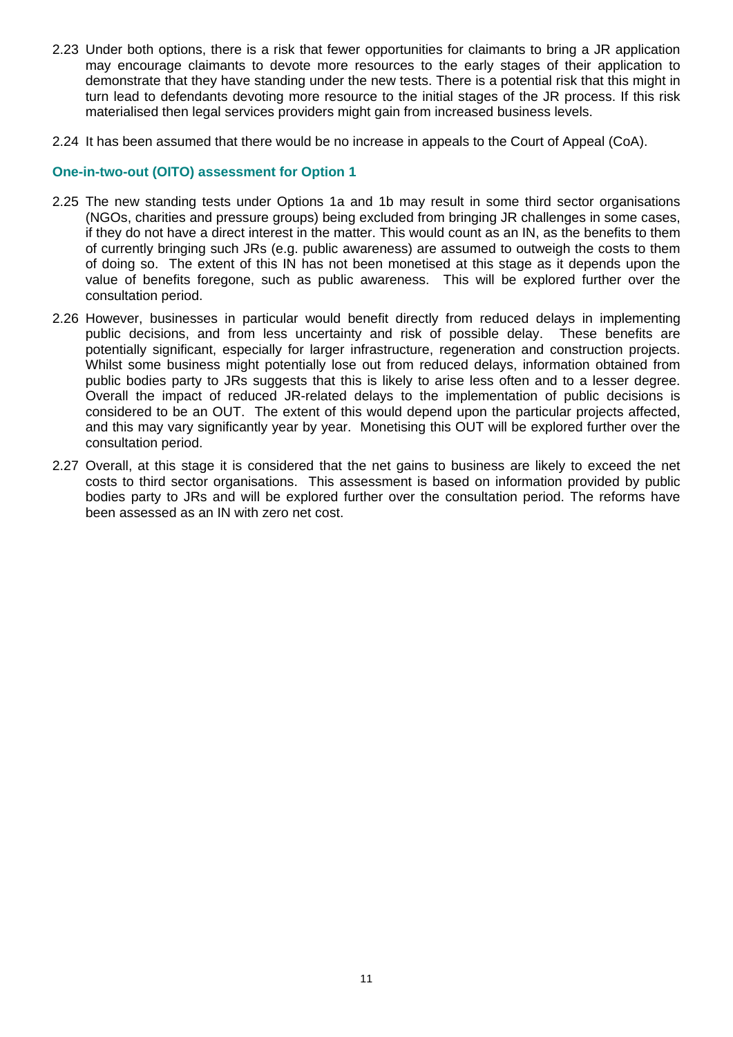2.23 Under both options, there is a risk that fewer opportunities for claimants to bring a JR application may encourage claimants to devote more resources to the early stages of their application to demonstrate that they have standing under the new tests. There is a potential risk that this might in turn lead to defendants devoting more resource to the initial stages of the JR process. If this risk materialised then legal services providers might gain from increased business levels.

2.24 It has been assumed that there would be no increase in appeals to the Court of Appeal (CoA).

### One-in-two-out (OITO) assessment for Option 1

2.25 The new standing tests under Options 1a and 1b may result in some third sector organisations (NGOs, charities and pressure groups) being excluded from bringing JR challenges in some cases, if they do not have a direct interest in the matter. This would count as an IN, as the benefits to them of currently bringing such JRs (e.g. public awareness) are assumed to outweigh the costs to them of doing so. The extent of this IN has not been monetised at this stage as it depends upon the value of benefits foregone, such as public awareness. This will be explored further over the consultation period.

2.26 However, businesses in particular would benefit directly from reduced delays in implementing public decisions, and from less uncertainty and risk of possible delay. These benefits are potentially significant, especially for larger infrastructure, regeneration and construction projects. Whilst some business might potentially lose out from reduced delays, information obtained from public bodies party to JRs suggests that this is likely to arise less often and to a lesser degree. Overall the impact of reduced JR-related delays to the implementation of public decisions is considered to be an OUT. The extent of this would depend upon the particular projects affected, and this may vary significantly year by year. Monetising this OUT will be explored further over the consultation period.

2.27 Overall, at this stage it is considered that the net gains to business are likely to exceed the net costs to third sector organisations. This assessment is based on information provided by public bodies party to JRs and will be explored further over the consultation period. The reforms have been assessed as an IN with zero net cost.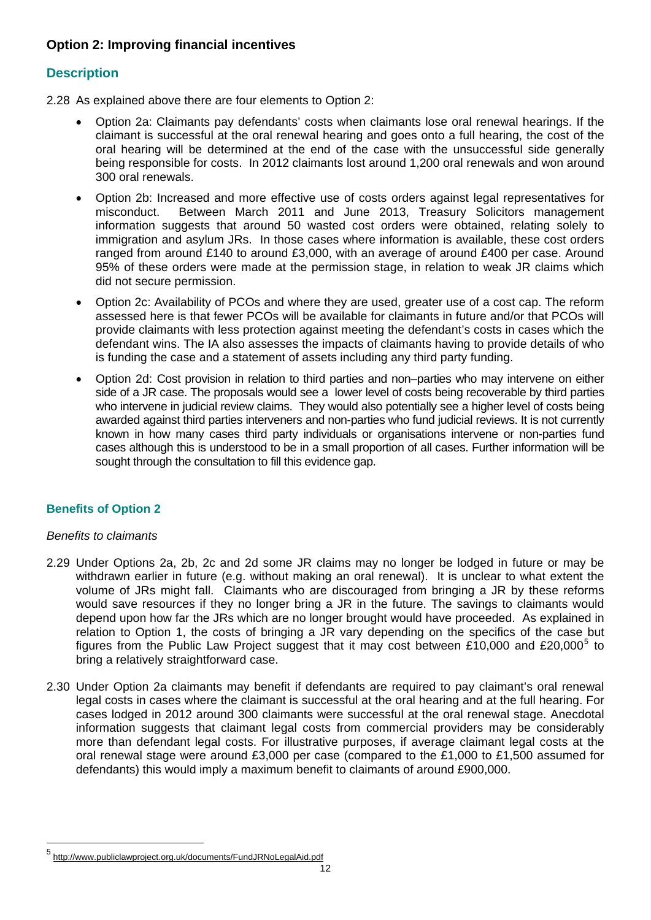## Option 2: Improving financial incentives

### Description

2.28 As explained above there are four elements to Option 2:

- Option 2a: Claimants pay defendants' costs when claimants lose oral renewal hearings. If the claimant is successful at the oral renewal hearing and goes onto a full hearing, the cost of the oral hearing will be determined at the end of the case with the unsuccessful side generally being responsible for costs. In 2012 claimants lost around 1,200 oral renewals and won around 300 oral renewals.
- Option 2b: Increased and more effective use of costs orders against legal representatives for misconduct. Between March 2011 and June 2013, Treasury Solicitors management information suggests that around 50 wasted cost orders were obtained, relating solely to immigration and asylum JRs. In those cases where information is available, these cost orders ranged from around £140 to around £3,000, with an average of around £400 per case. Around 95% of these orders were made at the permission stage, in relation to weak JR claims which did not secure permission.
- Option 2c: Availability of PCOs and where they are used, greater use of a cost cap. The reform assessed here is that fewer PCOs will be available for claimants in future and/or that PCOs will provide claimants with less protection against meeting the defendant's costs in cases which the defendant wins. The IA also assesses the impacts of claimants having to provide details of who is funding the case and a statement of assets including any third party funding.
- Option 2d: Cost provision in relation to third parties and non–parties who may intervene on either side of a JR case. The proposals would see a lower level of costs being recoverable by third parties who intervene in judicial review claims. They would also potentially see a higher level of costs being awarded against third parties interveners and non-parties who fund judicial reviews. It is not currently known in how many cases third party individuals or organisations intervene or non-parties fund cases although this is understood to be in a small proportion of all cases. Further information will be sought through the consultation to fill this evidence gap.

### Benefits of Option 2

*Benefits to claimants*

2.29 Under Options 2a, 2b, 2c and 2d some JR claims may no longer be lodged in future or may be withdrawn earlier in future (e.g. without making an oral renewal). It is unclear to what extent the volume of JRs might fall. Claimants who are discouraged from bringing a JR by these reforms would save resources if they no longer bring a JR in the future. The savings to claimants would depend upon how far the JRs which are no longer brought would have proceeded. As explained in relation to Option 1, the costs of bringing a JR vary depending on the specifics of the case but figures from the Public Law Project suggest that it may cost between £10,000 and £20,000[5] to bring a relatively straightforward case.

2.30 Under Option 2a claimants may benefit if defendants are required to pay claimant's oral renewal legal costs in cases where the claimant is successful at the oral hearing and at the full hearing. For cases lodged in 2012 around 300 claimants were successful at the oral renewal stage. Anecdotal information suggests that claimant legal costs from commercial providers may be considerably more than defendant legal costs. For illustrative purposes, if average claimant legal costs at the oral renewal stage were around £3,000 per case (compared to the £1,000 to £1,500 assumed for defendants) this would imply a maximum benefit to claimants of around £900,000.

[5] http://www.publiclawproject.org.uk/documents/FundJRNoLegalAid.pdf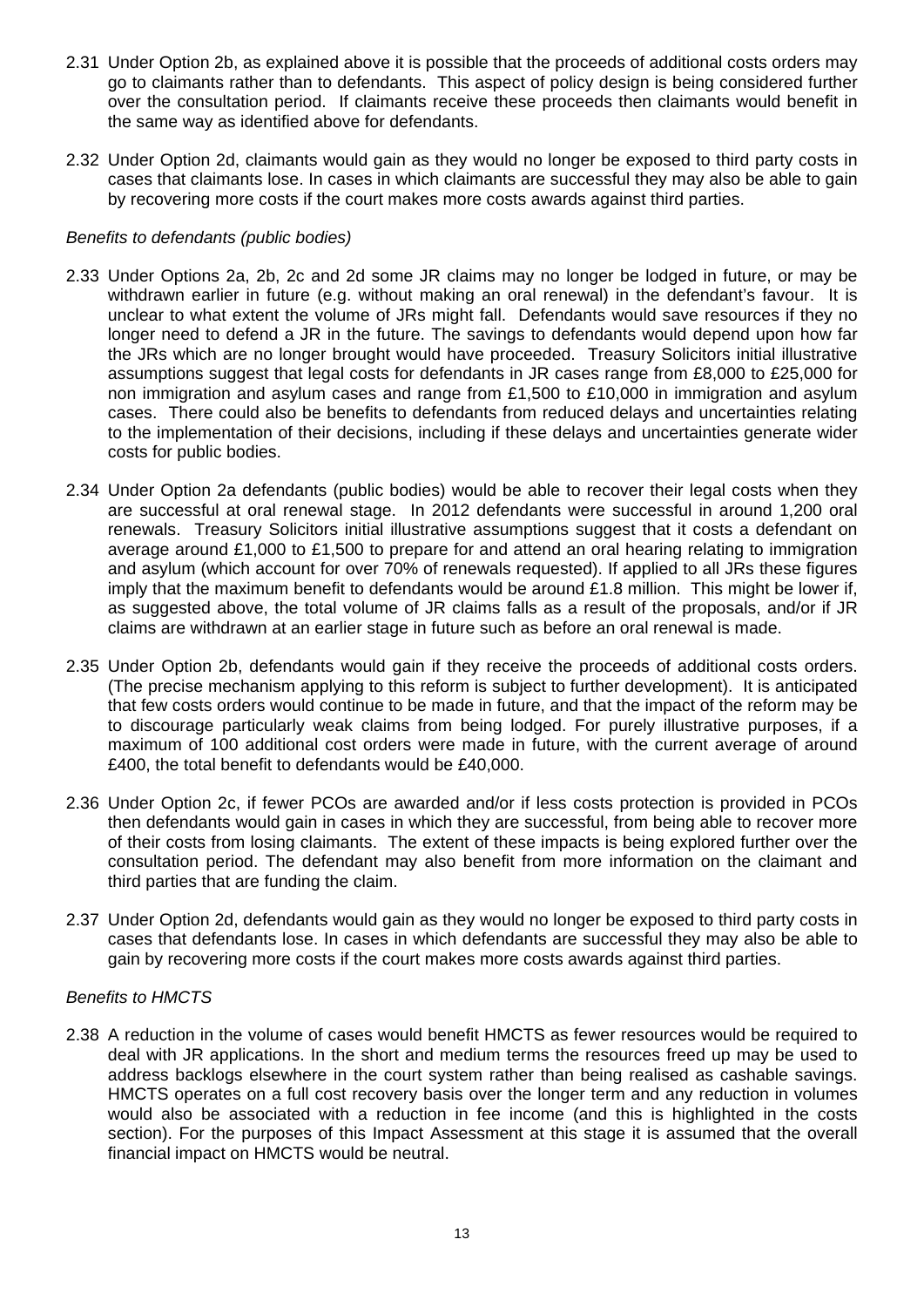2.31 Under Option 2b, as explained above it is possible that the proceeds of additional costs orders may go to claimants rather than to defendants. This aspect of policy design is being considered further over the consultation period. If claimants receive these proceeds then claimants would benefit in the same way as identified above for defendants.

2.32 Under Option 2d, claimants would gain as they would no longer be exposed to third party costs in cases that claimants lose. In cases in which claimants are successful they may also be able to gain by recovering more costs if the court makes more costs awards against third parties.

*Benefits to defendants (public bodies)*

2.33 Under Options 2a, 2b, 2c and 2d some JR claims may no longer be lodged in future, or may be withdrawn earlier in future (e.g. without making an oral renewal) in the defendant's favour. It is unclear to what extent the volume of JRs might fall. Defendants would save resources if they no longer need to defend a JR in the future. The savings to defendants would depend upon how far the JRs which are no longer brought would have proceeded. Treasury Solicitors initial illustrative assumptions suggest that legal costs for defendants in JR cases range from £8,000 to £25,000 for non immigration and asylum cases and range from £1,500 to £10,000 in immigration and asylum cases. There could also be benefits to defendants from reduced delays and uncertainties relating to the implementation of their decisions, including if these delays and uncertainties generate wider costs for public bodies.

2.34 Under Option 2a defendants (public bodies) would be able to recover their legal costs when they are successful at oral renewal stage. In 2012 defendants were successful in around 1,200 oral renewals. Treasury Solicitors initial illustrative assumptions suggest that it costs a defendant on average around £1,000 to £1,500 to prepare for and attend an oral hearing relating to immigration and asylum (which account for over 70% of renewals requested). If applied to all JRs these figures imply that the maximum benefit to defendants would be around £1.8 million. This might be lower if, as suggested above, the total volume of JR claims falls as a result of the proposals, and/or if JR claims are withdrawn at an earlier stage in future such as before an oral renewal is made.

2.35 Under Option 2b, defendants would gain if they receive the proceeds of additional costs orders. (The precise mechanism applying to this reform is subject to further development). It is anticipated that few costs orders would continue to be made in future, and that the impact of the reform may be to discourage particularly weak claims from being lodged. For purely illustrative purposes, if a maximum of 100 additional cost orders were made in future, with the current average of around £400, the total benefit to defendants would be £40,000.

2.36 Under Option 2c, if fewer PCOs are awarded and/or if less costs protection is provided in PCOs then defendants would gain in cases in which they are successful, from being able to recover more of their costs from losing claimants. The extent of these impacts is being explored further over the consultation period. The defendant may also benefit from more information on the claimant and third parties that are funding the claim.

2.37 Under Option 2d, defendants would gain as they would no longer be exposed to third party costs in cases that defendants lose. In cases in which defendants are successful they may also be able to gain by recovering more costs if the court makes more costs awards against third parties.

*Benefits to HMCTS*

2.38 A reduction in the volume of cases would benefit HMCTS as fewer resources would be required to deal with JR applications. In the short and medium terms the resources freed up may be used to address backlogs elsewhere in the court system rather than being realised as cashable savings. HMCTS operates on a full cost recovery basis over the longer term and any reduction in volumes would also be associated with a reduction in fee income (and this is highlighted in the costs section). For the purposes of this Impact Assessment at this stage it is assumed that the overall financial impact on HMCTS would be neutral.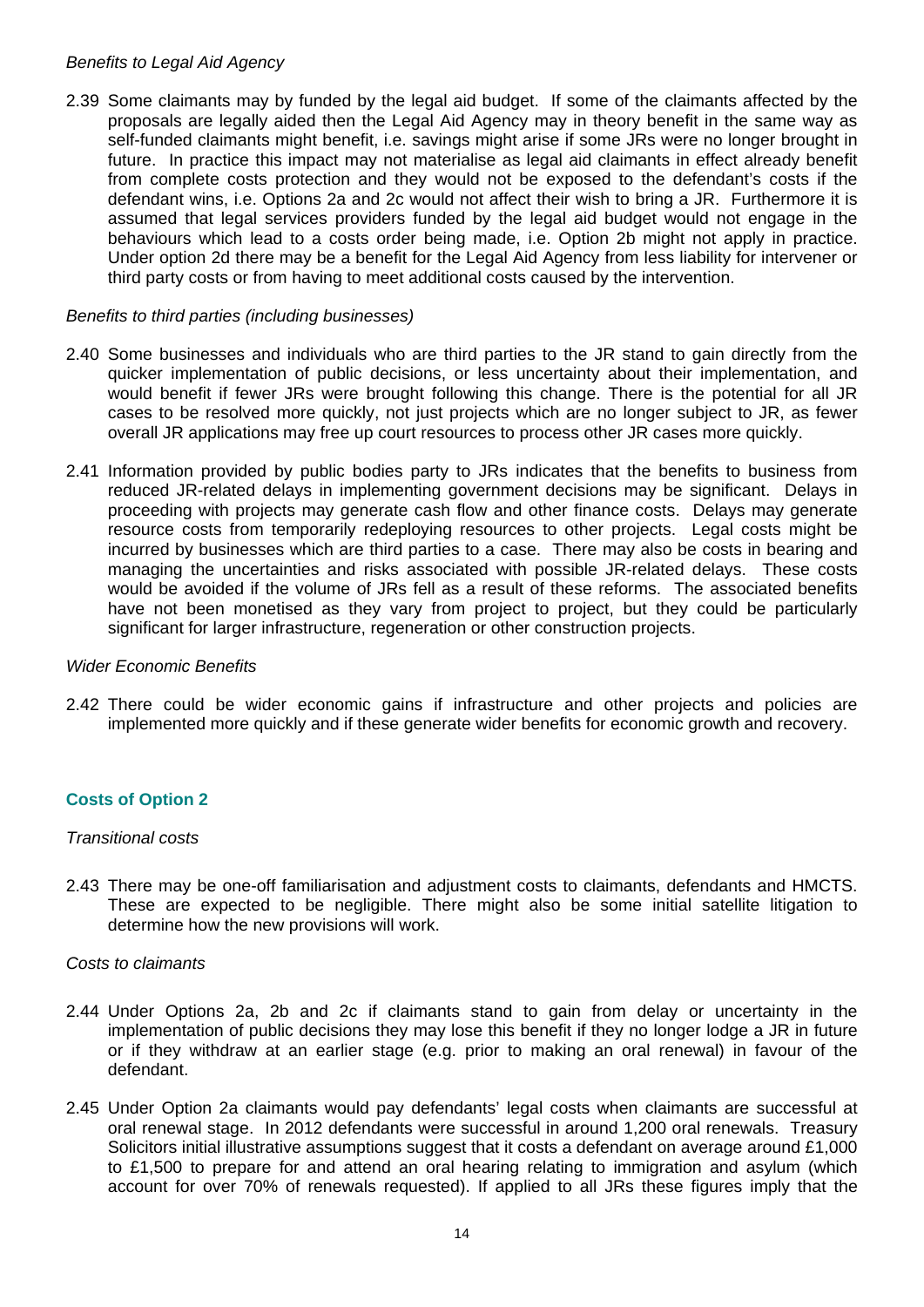*Benefits to Legal Aid Agency*

2.39 Some claimants may by funded by the legal aid budget. If some of the claimants affected by the proposals are legally aided then the Legal Aid Agency may in theory benefit in the same way as self-funded claimants might benefit, i.e. savings might arise if some JRs were no longer brought in future. In practice this impact may not materialise as legal aid claimants in effect already benefit from complete costs protection and they would not be exposed to the defendant's costs if the defendant wins, i.e. Options 2a and 2c would not affect their wish to bring a JR. Furthermore it is assumed that legal services providers funded by the legal aid budget would not engage in the behaviours which lead to a costs order being made, i.e. Option 2b might not apply in practice. Under option 2d there may be a benefit for the Legal Aid Agency from less liability for intervener or third party costs or from having to meet additional costs caused by the intervention.

*Benefits to third parties (including businesses)*

2.40 Some businesses and individuals who are third parties to the JR stand to gain directly from the quicker implementation of public decisions, or less uncertainty about their implementation, and would benefit if fewer JRs were brought following this change. There is the potential for all JR cases to be resolved more quickly, not just projects which are no longer subject to JR, as fewer overall JR applications may free up court resources to process other JR cases more quickly.

2.41 Information provided by public bodies party to JRs indicates that the benefits to business from reduced JR-related delays in implementing government decisions may be significant. Delays in proceeding with projects may generate cash flow and other finance costs. Delays may generate resource costs from temporarily redeploying resources to other projects. Legal costs might be incurred by businesses which are third parties to a case. There may also be costs in bearing and managing the uncertainties and risks associated with possible JR-related delays. These costs would be avoided if the volume of JRs fell as a result of these reforms. The associated benefits have not been monetised as they vary from project to project, but they could be particularly significant for larger infrastructure, regeneration or other construction projects.

*Wider Economic Benefits*

2.42 There could be wider economic gains if infrastructure and other projects and policies are implemented more quickly and if these generate wider benefits for economic growth and recovery.

### Costs of Option 2

*Transitional costs*

2.43 There may be one-off familiarisation and adjustment costs to claimants, defendants and HMCTS. These are expected to be negligible. There might also be some initial satellite litigation to determine how the new provisions will work.

*Costs to claimants*

2.44 Under Options 2a, 2b and 2c if claimants stand to gain from delay or uncertainty in the implementation of public decisions they may lose this benefit if they no longer lodge a JR in future or if they withdraw at an earlier stage (e.g. prior to making an oral renewal) in favour of the defendant.

2.45 Under Option 2a claimants would pay defendants' legal costs when claimants are successful at oral renewal stage. In 2012 defendants were successful in around 1,200 oral renewals. Treasury Solicitors initial illustrative assumptions suggest that it costs a defendant on average around £1,000 to £1,500 to prepare for and attend an oral hearing relating to immigration and asylum (which account for over 70% of renewals requested). If applied to all JRs these figures imply that the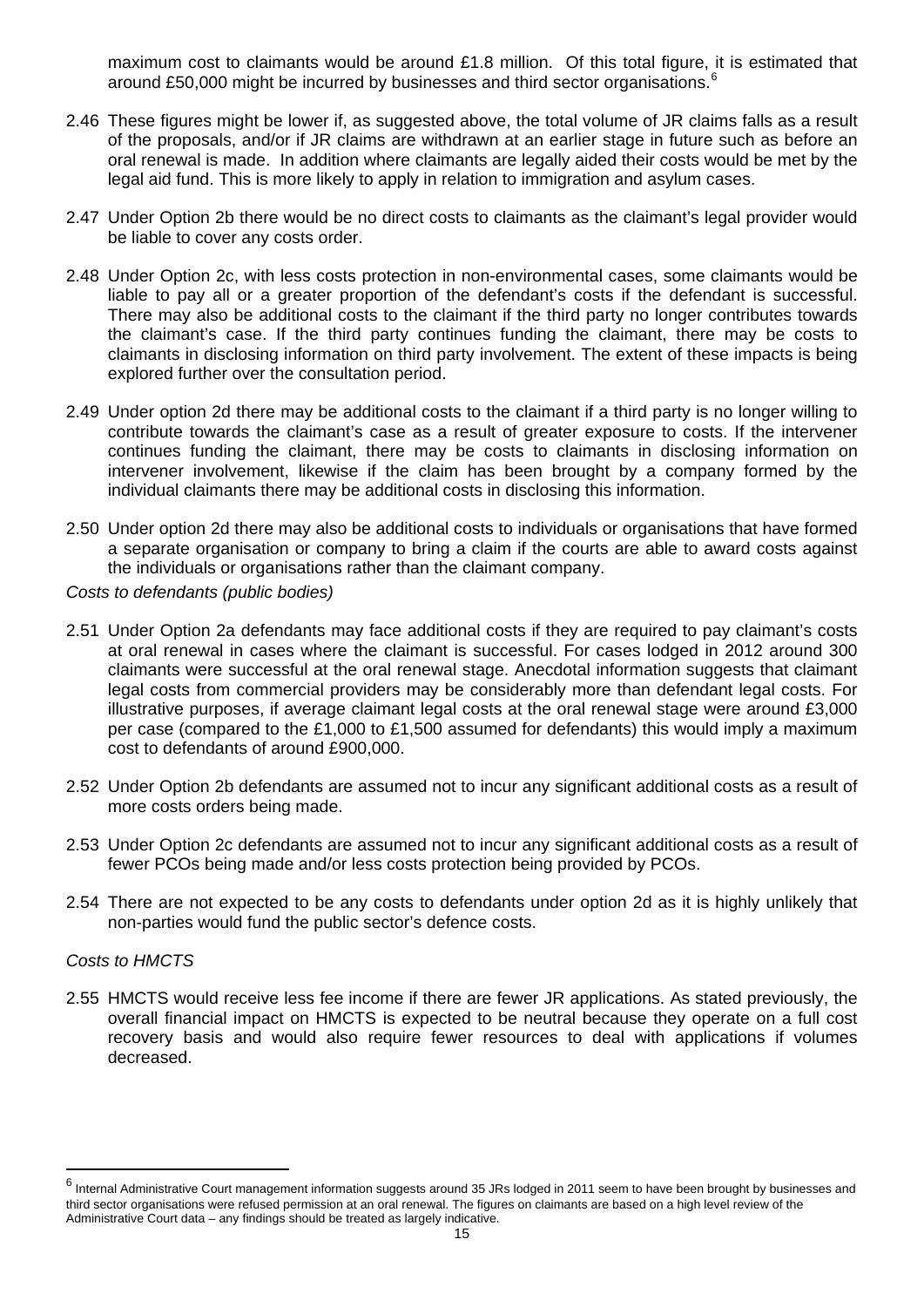maximum cost to claimants would be around £1.8 million. Of this total figure, it is estimated that around £50,000 might be incurred by businesses and third sector organisations.[6]

2.46 These figures might be lower if, as suggested above, the total volume of JR claims falls as a result of the proposals, and/or if JR claims are withdrawn at an earlier stage in future such as before an oral renewal is made. In addition where claimants are legally aided their costs would be met by the legal aid fund. This is more likely to apply in relation to immigration and asylum cases.

2.47 Under Option 2b there would be no direct costs to claimants as the claimant's legal provider would be liable to cover any costs order.

2.48 Under Option 2c, with less costs protection in non-environmental cases, some claimants would be liable to pay all or a greater proportion of the defendant's costs if the defendant is successful. There may also be additional costs to the claimant if the third party no longer contributes towards the claimant's case. If the third party continues funding the claimant, there may be costs to claimants in disclosing information on third party involvement. The extent of these impacts is being explored further over the consultation period.

2.49 Under option 2d there may be additional costs to the claimant if a third party is no longer willing to contribute towards the claimant's case as a result of greater exposure to costs. If the intervener continues funding the claimant, there may be costs to claimants in disclosing information on intervener involvement, likewise if the claim has been brought by a company formed by the individual claimants there may be additional costs in disclosing this information.

2.50 Under option 2d there may also be additional costs to individuals or organisations that have formed a separate organisation or company to bring a claim if the courts are able to award costs against the individuals or organisations rather than the claimant company.

*Costs to defendants (public bodies)*

2.51 Under Option 2a defendants may face additional costs if they are required to pay claimant's costs at oral renewal in cases where the claimant is successful. For cases lodged in 2012 around 300 claimants were successful at the oral renewal stage. Anecdotal information suggests that claimant legal costs from commercial providers may be considerably more than defendant legal costs. For illustrative purposes, if average claimant legal costs at the oral renewal stage were around £3,000 per case (compared to the £1,000 to £1,500 assumed for defendants) this would imply a maximum cost to defendants of around £900,000.

2.52 Under Option 2b defendants are assumed not to incur any significant additional costs as a result of more costs orders being made.

2.53 Under Option 2c defendants are assumed not to incur any significant additional costs as a result of fewer PCOs being made and/or less costs protection being provided by PCOs.

2.54 There are not expected to be any costs to defendants under option 2d as it is highly unlikely that non-parties would fund the public sector's defence costs.

*Costs to HMCTS*

2.55 HMCTS would receive less fee income if there are fewer JR applications. As stated previously, the overall financial impact on HMCTS is expected to be neutral because they operate on a full cost recovery basis and would also require fewer resources to deal with applications if volumes decreased.

[6] Internal Administrative Court management information suggests around 35 JRs lodged in 2011 seem to have been brought by businesses and third sector organisations were refused permission at an oral renewal. The figures on claimants are based on a high level review of the Administrative Court data – any findings should be treated as largely indicative.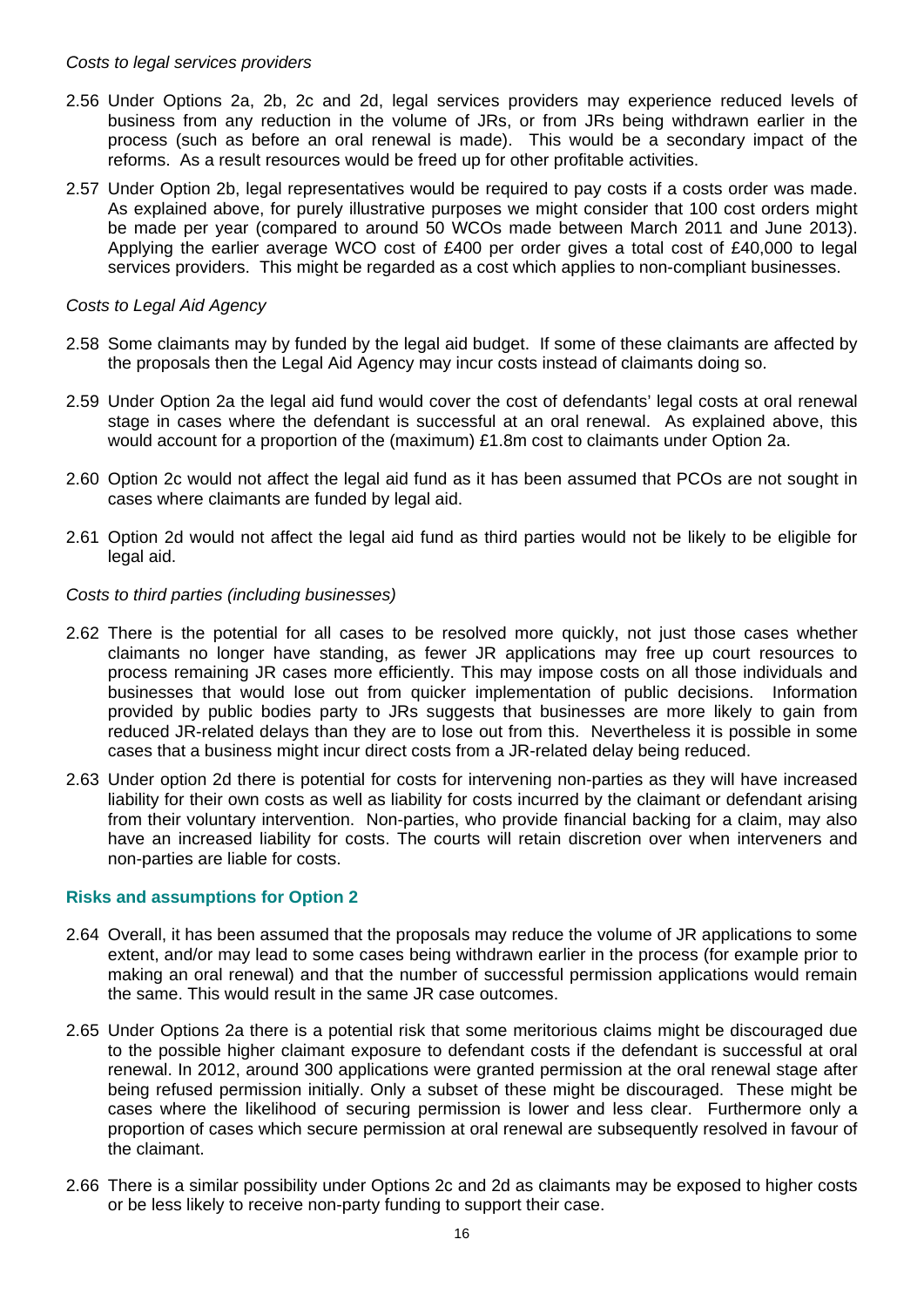*Costs to legal services providers*

2.56 Under Options 2a, 2b, 2c and 2d, legal services providers may experience reduced levels of business from any reduction in the volume of JRs, or from JRs being withdrawn earlier in the process (such as before an oral renewal is made). This would be a secondary impact of the reforms. As a result resources would be freed up for other profitable activities.

2.57 Under Option 2b, legal representatives would be required to pay costs if a costs order was made. As explained above, for purely illustrative purposes we might consider that 100 cost orders might be made per year (compared to around 50 WCOs made between March 2011 and June 2013). Applying the earlier average WCO cost of £400 per order gives a total cost of £40,000 to legal services providers. This might be regarded as a cost which applies to non-compliant businesses.

*Costs to Legal Aid Agency*

2.58 Some claimants may by funded by the legal aid budget. If some of these claimants are affected by the proposals then the Legal Aid Agency may incur costs instead of claimants doing so.

2.59 Under Option 2a the legal aid fund would cover the cost of defendants' legal costs at oral renewal stage in cases where the defendant is successful at an oral renewal. As explained above, this would account for a proportion of the (maximum) £1.8m cost to claimants under Option 2a.

2.60 Option 2c would not affect the legal aid fund as it has been assumed that PCOs are not sought in cases where claimants are funded by legal aid.

2.61 Option 2d would not affect the legal aid fund as third parties would not be likely to be eligible for legal aid.

*Costs to third parties (including businesses)*

2.62 There is the potential for all cases to be resolved more quickly, not just those cases whether claimants no longer have standing, as fewer JR applications may free up court resources to process remaining JR cases more efficiently. This may impose costs on all those individuals and businesses that would lose out from quicker implementation of public decisions. Information provided by public bodies party to JRs suggests that businesses are more likely to gain from reduced JR-related delays than they are to lose out from this. Nevertheless it is possible in some cases that a business might incur direct costs from a JR-related delay being reduced.

2.63 Under option 2d there is potential for costs for intervening non-parties as they will have increased liability for their own costs as well as liability for costs incurred by the claimant or defendant arising from their voluntary intervention. Non-parties, who provide financial backing for a claim, may also have an increased liability for costs. The courts will retain discretion over when interveners and non-parties are liable for costs.

### Risks and assumptions for Option 2

2.64 Overall, it has been assumed that the proposals may reduce the volume of JR applications to some extent, and/or may lead to some cases being withdrawn earlier in the process (for example prior to making an oral renewal) and that the number of successful permission applications would remain the same. This would result in the same JR case outcomes.

2.65 Under Options 2a there is a potential risk that some meritorious claims might be discouraged due to the possible higher claimant exposure to defendant costs if the defendant is successful at oral renewal. In 2012, around 300 applications were granted permission at the oral renewal stage after being refused permission initially. Only a subset of these might be discouraged. These might be cases where the likelihood of securing permission is lower and less clear. Furthermore only a proportion of cases which secure permission at oral renewal are subsequently resolved in favour of the claimant.

2.66 There is a similar possibility under Options 2c and 2d as claimants may be exposed to higher costs or be less likely to receive non-party funding to support their case.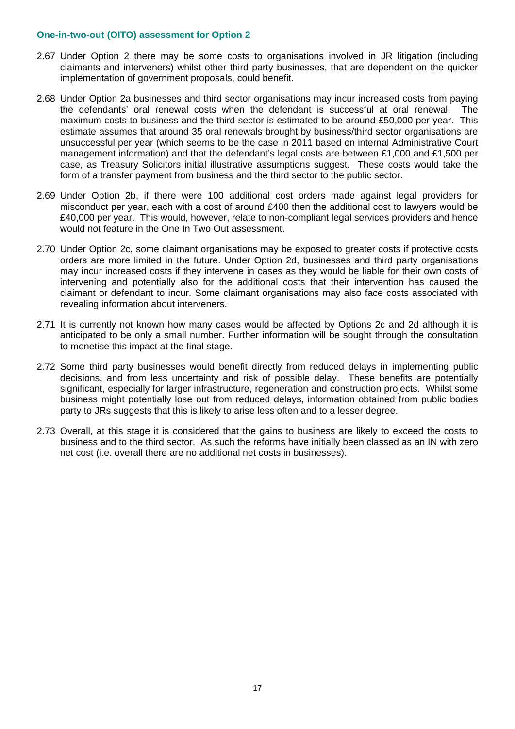### One-in-two-out (OITO) assessment for Option 2

2.67 Under Option 2 there may be some costs to organisations involved in JR litigation (including claimants and interveners) whilst other third party businesses, that are dependent on the quicker implementation of government proposals, could benefit.

2.68 Under Option 2a businesses and third sector organisations may incur increased costs from paying the defendants' oral renewal costs when the defendant is successful at oral renewal. The maximum costs to business and the third sector is estimated to be around £50,000 per year. This estimate assumes that around 35 oral renewals brought by business/third sector organisations are unsuccessful per year (which seems to be the case in 2011 based on internal Administrative Court management information) and that the defendant's legal costs are between £1,000 and £1,500 per case, as Treasury Solicitors initial illustrative assumptions suggest. These costs would take the form of a transfer payment from business and the third sector to the public sector.

2.69 Under Option 2b, if there were 100 additional cost orders made against legal providers for misconduct per year, each with a cost of around £400 then the additional cost to lawyers would be £40,000 per year. This would, however, relate to non-compliant legal services providers and hence would not feature in the One In Two Out assessment.

2.70 Under Option 2c, some claimant organisations may be exposed to greater costs if protective costs orders are more limited in the future. Under Option 2d, businesses and third party organisations may incur increased costs if they intervene in cases as they would be liable for their own costs of intervening and potentially also for the additional costs that their intervention has caused the claimant or defendant to incur. Some claimant organisations may also face costs associated with revealing information about interveners.

2.71 It is currently not known how many cases would be affected by Options 2c and 2d although it is anticipated to be only a small number. Further information will be sought through the consultation to monetise this impact at the final stage.

2.72 Some third party businesses would benefit directly from reduced delays in implementing public decisions, and from less uncertainty and risk of possible delay. These benefits are potentially significant, especially for larger infrastructure, regeneration and construction projects. Whilst some business might potentially lose out from reduced delays, information obtained from public bodies party to JRs suggests that this is likely to arise less often and to a lesser degree.

2.73 Overall, at this stage it is considered that the gains to business are likely to exceed the costs to business and to the third sector. As such the reforms have initially been classed as an IN with zero net cost (i.e. overall there are no additional net costs in businesses).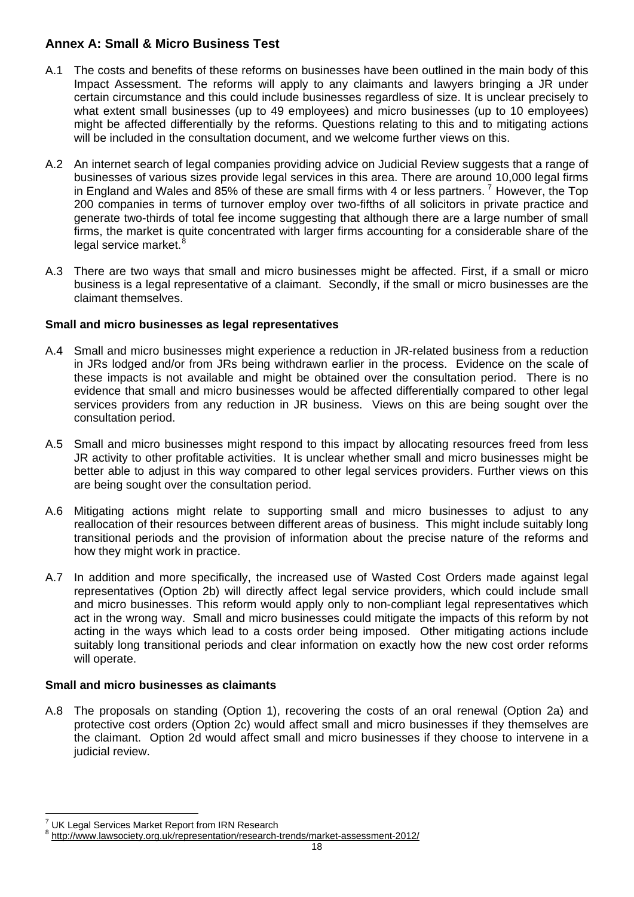## Annex A: Small & Micro Business Test

A.1 The costs and benefits of these reforms on businesses have been outlined in the main body of this Impact Assessment. The reforms will apply to any claimants and lawyers bringing a JR under certain circumstance and this could include businesses regardless of size. It is unclear precisely to what extent small businesses (up to 49 employees) and micro businesses (up to 10 employees) might be affected differentially by the reforms. Questions relating to this and to mitigating actions will be included in the consultation document, and we welcome further views on this.

A.2 An internet search of legal companies providing advice on Judicial Review suggests that a range of businesses of various sizes provide legal services in this area. There are around 10,000 legal firms in England and Wales and 85% of these are small firms with 4 or less partners. [7] However, the Top 200 companies in terms of turnover employ over two-fifths of all solicitors in private practice and generate two-thirds of total fee income suggesting that although there are a large number of small firms, the market is quite concentrated with larger firms accounting for a considerable share of the legal service market.[8]

A.3 There are two ways that small and micro businesses might be affected. First, if a small or micro business is a legal representative of a claimant. Secondly, if the small or micro businesses are the claimant themselves.

### Small and micro businesses as legal representatives

A.4 Small and micro businesses might experience a reduction in JR-related business from a reduction in JRs lodged and/or from JRs being withdrawn earlier in the process. Evidence on the scale of these impacts is not available and might be obtained over the consultation period. There is no evidence that small and micro businesses would be affected differentially compared to other legal services providers from any reduction in JR business. Views on this are being sought over the consultation period.

A.5 Small and micro businesses might respond to this impact by allocating resources freed from less JR activity to other profitable activities. It is unclear whether small and micro businesses might be better able to adjust in this way compared to other legal services providers. Further views on this are being sought over the consultation period.

A.6 Mitigating actions might relate to supporting small and micro businesses to adjust to any reallocation of their resources between different areas of business. This might include suitably long transitional periods and the provision of information about the precise nature of the reforms and how they might work in practice.

A.7 In addition and more specifically, the increased use of Wasted Cost Orders made against legal representatives (Option 2b) will directly affect legal service providers, which could include small and micro businesses. This reform would apply only to non-compliant legal representatives which act in the wrong way. Small and micro businesses could mitigate the impacts of this reform by not acting in the ways which lead to a costs order being imposed. Other mitigating actions include suitably long transitional periods and clear information on exactly how the new cost order reforms will operate.

### Small and micro businesses as claimants

A.8 The proposals on standing (Option 1), recovering the costs of an oral renewal (Option 2a) and protective cost orders (Option 2c) would affect small and micro businesses if they themselves are the claimant. Option 2d would affect small and micro businesses if they choose to intervene in a judicial review.

---

[7] UK Legal Services Market Report from IRN Research

[8] http://www.lawsociety.org.uk/representation/research-trends/market-assessment-2012/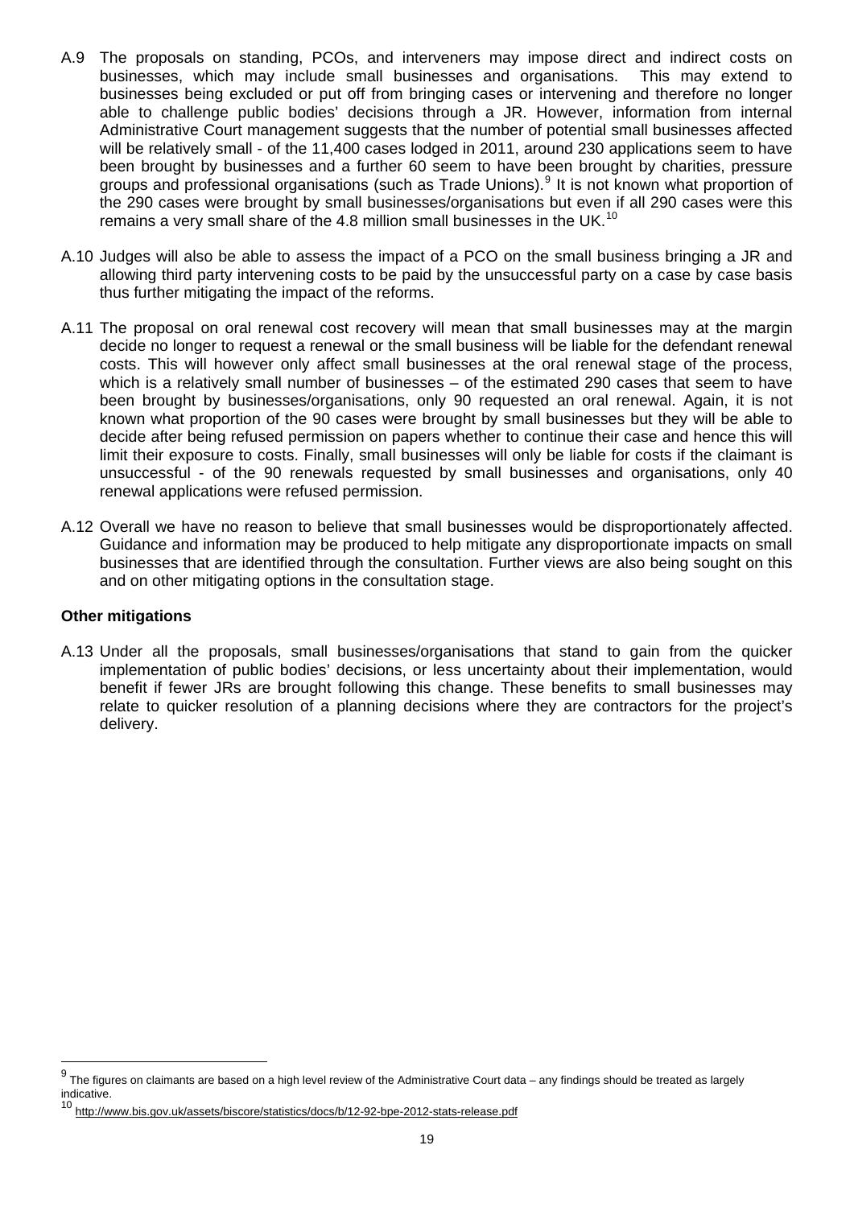A.9 The proposals on standing, PCOs, and interveners may impose direct and indirect costs on businesses, which may include small businesses and organisations. This may extend to businesses being excluded or put off from bringing cases or intervening and therefore no longer able to challenge public bodies' decisions through a JR. However, information from internal Administrative Court management suggests that the number of potential small businesses affected will be relatively small - of the 11,400 cases lodged in 2011, around 230 applications seem to have been brought by businesses and a further 60 seem to have been brought by charities, pressure groups and professional organisations (such as Trade Unions).[9] It is not known what proportion of the 290 cases were brought by small businesses/organisations but even if all 290 cases were this remains a very small share of the 4.8 million small businesses in the UK.[10]

A.10 Judges will also be able to assess the impact of a PCO on the small business bringing a JR and allowing third party intervening costs to be paid by the unsuccessful party on a case by case basis thus further mitigating the impact of the reforms.

A.11 The proposal on oral renewal cost recovery will mean that small businesses may at the margin decide no longer to request a renewal or the small business will be liable for the defendant renewal costs. This will however only affect small businesses at the oral renewal stage of the process, which is a relatively small number of businesses – of the estimated 290 cases that seem to have been brought by businesses/organisations, only 90 requested an oral renewal. Again, it is not known what proportion of the 90 cases were brought by small businesses but they will be able to decide after being refused permission on papers whether to continue their case and hence this will limit their exposure to costs. Finally, small businesses will only be liable for costs if the claimant is unsuccessful - of the 90 renewals requested by small businesses and organisations, only 40 renewal applications were refused permission.

A.12 Overall we have no reason to believe that small businesses would be disproportionately affected. Guidance and information may be produced to help mitigate any disproportionate impacts on small businesses that are identified through the consultation. Further views are also being sought on this and on other mitigating options in the consultation stage.

**Other mitigations**

A.13 Under all the proposals, small businesses/organisations that stand to gain from the quicker implementation of public bodies' decisions, or less uncertainty about their implementation, would benefit if fewer JRs are brought following this change. These benefits to small businesses may relate to quicker resolution of a planning decisions where they are contractors for the project's delivery.

---

[9] The figures on claimants are based on a high level review of the Administrative Court data – any findings should be treated as largely indicative.

[10] http://www.bis.gov.uk/assets/biscore/statistics/docs/b/12-92-bpe-2012-stats-release.pdf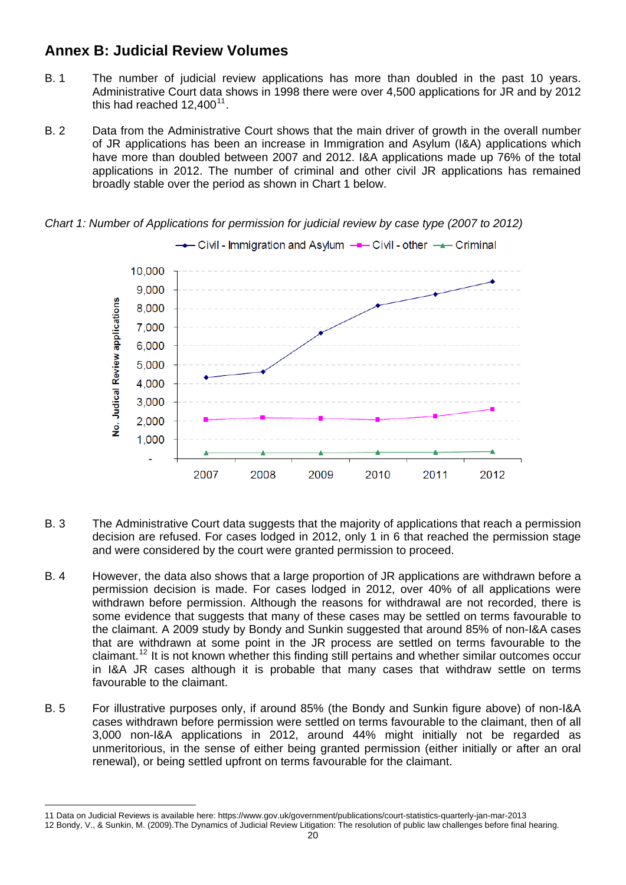## Annex B: Judicial Review Volumes

B. 1 The number of judicial review applications has more than doubled in the past 10 years. Administrative Court data shows in 1998 there were over 4,500 applications for JR and by 2012 this had reached 12,400[11].

B. 2 Data from the Administrative Court shows that the main driver of growth in the overall number of JR applications has been an increase in Immigration and Asylum (I&A) applications which have more than doubled between 2007 and 2012. I&A applications made up 76% of the total applications in 2012. The number of criminal and other civil JR applications has remained broadly stable over the period as shown in Chart 1 below.

*Chart 1: Number of Applications for permission for judicial review by case type (2007 to 2012)*

B. 3 The Administrative Court data suggests that the majority of applications that reach a permission decision are refused. For cases lodged in 2012, only 1 in 6 that reached the permission stage and were considered by the court were granted permission to proceed.

B. 4 However, the data also shows that a large proportion of JR applications are withdrawn before a permission decision is made. For cases lodged in 2012, over 40% of all applications were withdrawn before permission. Although the reasons for withdrawal are not recorded, there is some evidence that suggests that many of these cases may be settled on terms favourable to the claimant. A 2009 study by Bondy and Sunkin suggested that around 85% of non-I&A cases that are withdrawn at some point in the JR process are settled on terms favourable to the claimant.[12] It is not known whether this finding still pertains and whether similar outcomes occur in I&A JR cases although it is probable that many cases that withdraw settle on terms favourable to the claimant.

B. 5 For illustrative purposes only, if around 85% (the Bondy and Sunkin figure above) of non-I&A cases withdrawn before permission were settled on terms favourable to the claimant, then of all 3,000 non-I&A applications in 2012, around 44% might initially not be regarded as unmeritorious, in the sense of either being granted permission (either initially or after an oral renewal), or being settled upfront on terms favourable for the claimant.

11 Data on Judicial Reviews is available here: https://www.gov.uk/government/publications/court-statistics-quarterly-jan-mar-2013

12 Bondy, V., & Sunkin, M. (2009).The Dynamics of Judicial Review Litigation: The resolution of public law challenges before final hearing.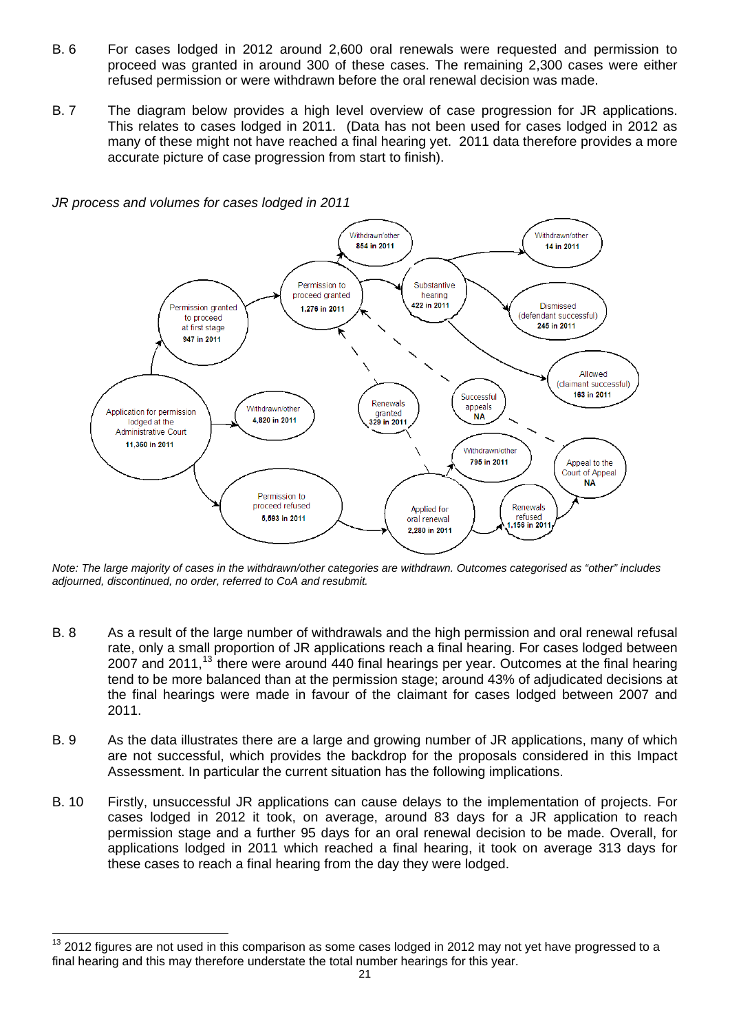B. 6 For cases lodged in 2012 around 2,600 oral renewals were requested and permission to proceed was granted in around 300 of these cases. The remaining 2,300 cases were either refused permission or were withdrawn before the oral renewal decision was made.

B. 7 The diagram below provides a high level overview of case progression for JR applications. This relates to cases lodged in 2011. (Data has not been used for cases lodged in 2012 as many of these might not have reached a final hearing yet. 2011 data therefore provides a more accurate picture of case progression from start to finish).

*JR process and volumes for cases lodged in 2011*

Application for permission lodged at the Administrative Court 11,360 in 2011

Permission granted to proceed at first stage 947 in 2011

Permission to proceed granted 1,276 in 2011

Withdrawn/other 854 in 2011

Substantive hearing 422 in 2011

Withdrawn/other 14 in 2011

Dismissed (defendant successful) 245 in 2011

Allowed (claimant successful) 163 in 2011

Withdrawn/other 4,820 in 2011

Renewals granted 329 in 2011

Successful appeals NA

Permission to proceed refused 5,593 in 2011

Applied for oral renewal 2,280 in 2011

Withdrawn/other 795 in 2011

Renewals refused 1,156 in 2011

Appeal to the Court of Appeal NA

*Note: The large majority of cases in the withdrawn/other categories are withdrawn. Outcomes categorised as "other" includes adjourned, discontinued, no order, referred to CoA and resubmit.*

B. 8 As a result of the large number of withdrawals and the high permission and oral renewal refusal rate, only a small proportion of JR applications reach a final hearing. For cases lodged between 2007 and 2011,[13] there were around 440 final hearings per year. Outcomes at the final hearing tend to be more balanced than at the permission stage; around 43% of adjudicated decisions at the final hearings were made in favour of the claimant for cases lodged between 2007 and 2011.

B. 9 As the data illustrates there are a large and growing number of JR applications, many of which are not successful, which provides the backdrop for the proposals considered in this Impact Assessment. In particular the current situation has the following implications.

B. 10 Firstly, unsuccessful JR applications can cause delays to the implementation of projects. For cases lodged in 2012 it took, on average, around 83 days for a JR application to reach permission stage and a further 95 days for an oral renewal decision to be made. Overall, for applications lodged in 2011 which reached a final hearing, it took on average 313 days for these cases to reach a final hearing from the day they were lodged.

[13] 2012 figures are not used in this comparison as some cases lodged in 2012 may not yet have progressed to a final hearing and this may therefore understate the total number hearings for this year.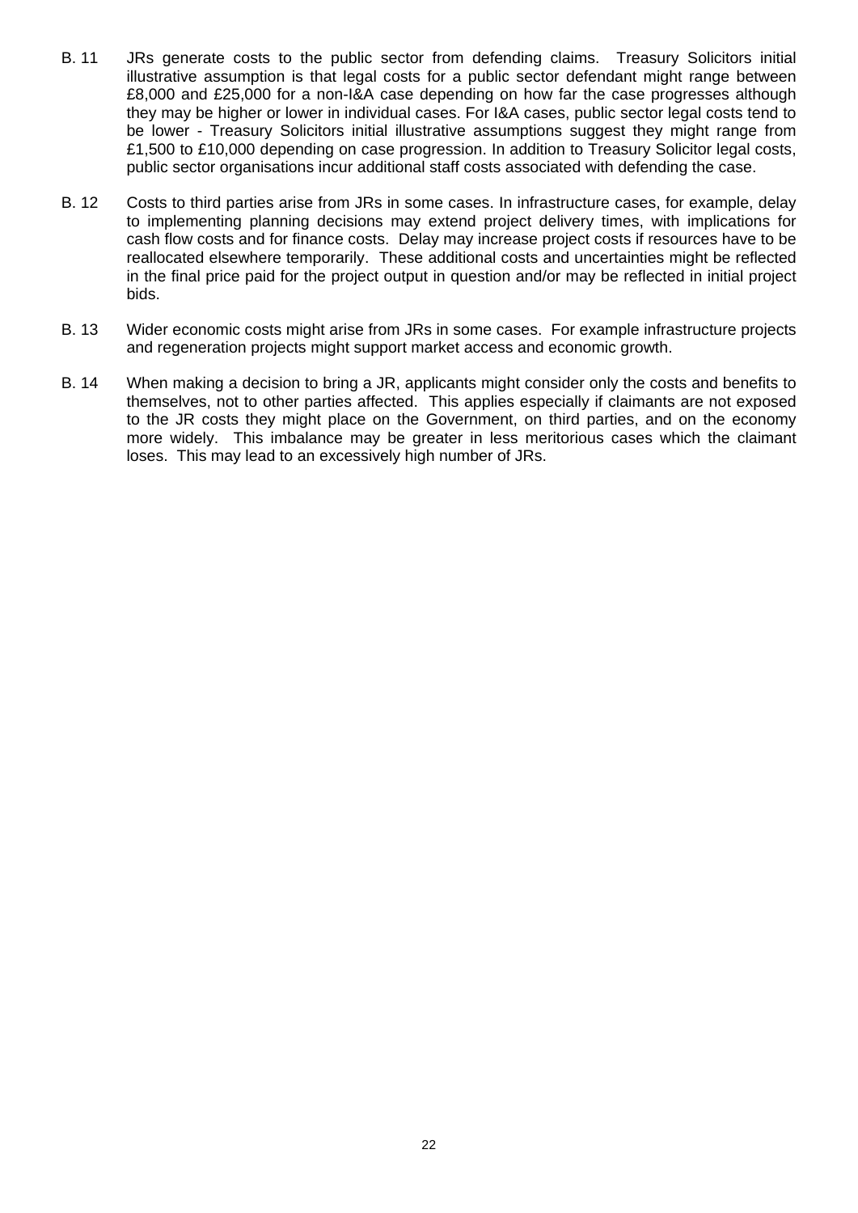B. 11 JRs generate costs to the public sector from defending claims. Treasury Solicitors initial illustrative assumption is that legal costs for a public sector defendant might range between £8,000 and £25,000 for a non-I&A case depending on how far the case progresses although they may be higher or lower in individual cases. For I&A cases, public sector legal costs tend to be lower - Treasury Solicitors initial illustrative assumptions suggest they might range from £1,500 to £10,000 depending on case progression. In addition to Treasury Solicitor legal costs, public sector organisations incur additional staff costs associated with defending the case.

B. 12 Costs to third parties arise from JRs in some cases. In infrastructure cases, for example, delay to implementing planning decisions may extend project delivery times, with implications for cash flow costs and for finance costs. Delay may increase project costs if resources have to be reallocated elsewhere temporarily. These additional costs and uncertainties might be reflected in the final price paid for the project output in question and/or may be reflected in initial project bids.

B. 13 Wider economic costs might arise from JRs in some cases. For example infrastructure projects and regeneration projects might support market access and economic growth.

B. 14 When making a decision to bring a JR, applicants might consider only the costs and benefits to themselves, not to other parties affected. This applies especially if claimants are not exposed to the JR costs they might place on the Government, on third parties, and on the economy more widely. This imbalance may be greater in less meritorious cases which the claimant loses. This may lead to an excessively high number of JRs.